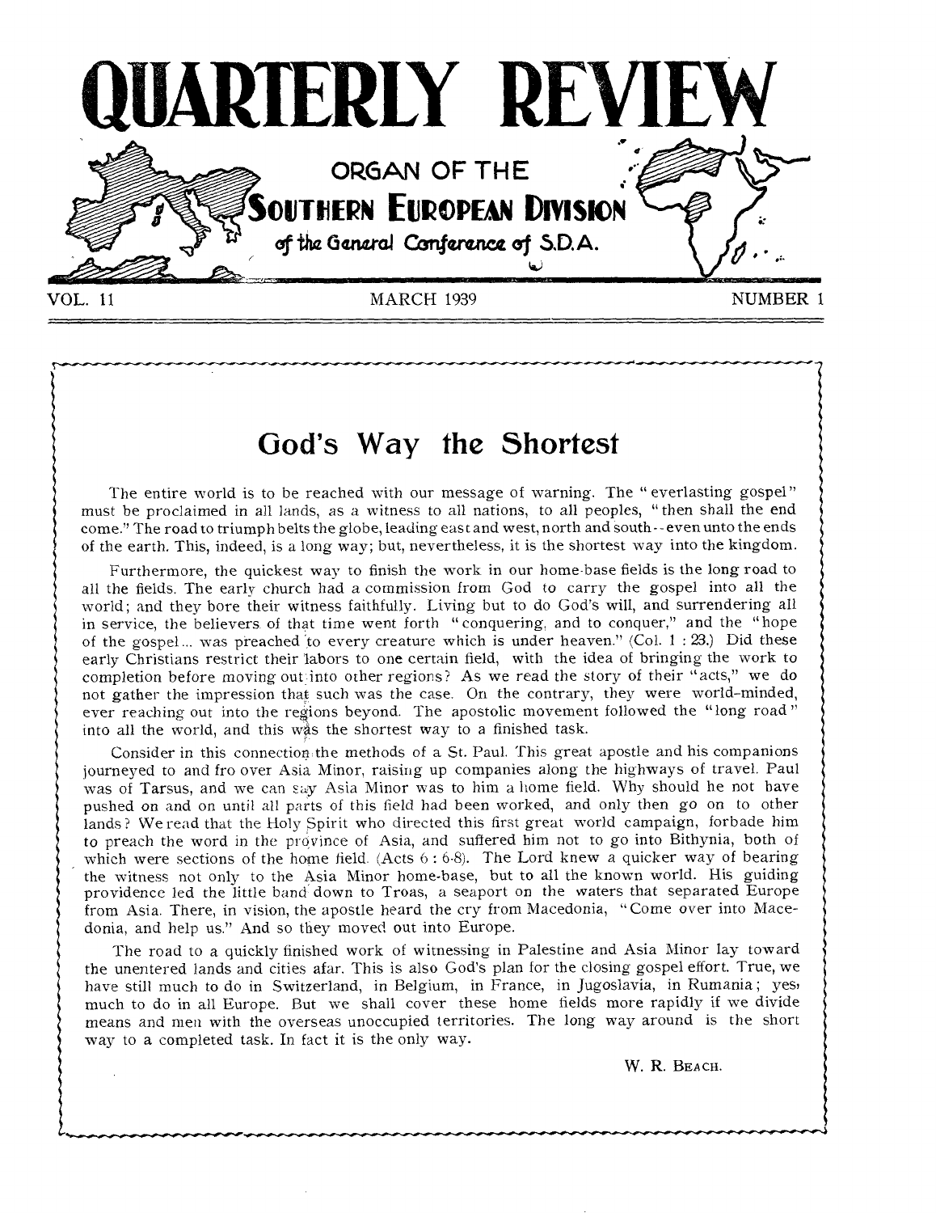# QUARTERLY REVIEW

ORGAN OF THE
SOUTHERN EUROPEAN DIVISION
of the General Conference of S.D.A.

VOL. 11 MARCH 1939 NUMBER 1

## God's Way the Shortest

The entire world is to be reached with our message of warning. The "everlasting gospel" must be proclaimed in all lands, as a witness to all nations, to all peoples, "then shall the end come." The road to triumph belts the globe, leading east and west, north and south -- even unto the ends of the earth. This, indeed, is a long way; but, nevertheless, it is the shortest way into the kingdom.

Furthermore, the quickest way to finish the work in our home-base fields is the long road to all the fields. The early church had a commission from God to carry the gospel into all the world; and they bore their witness faithfully. Living but to do God's will, and surrendering all in service, the believers of that time went forth "conquering, and to conquer," and the "hope of the gospel... was preached to every creature which is under heaven." (Col. 1 : 23.) Did these early Christians restrict their labors to one certain field, with the idea of bringing the work to completion before moving out into other regions? As we read the story of their "acts," we do not gather the impression that such was the case. On the contrary, they were world-minded, ever reaching out into the regions beyond. The apostolic movement followed the "long road" into all the world, and this was the shortest way to a finished task.

Consider in this connection the methods of a St. Paul. This great apostle and his companions journeyed to and fro over Asia Minor, raising up companies along the highways of travel. Paul was of Tarsus, and we can say Asia Minor was to him a home field. Why should he not have pushed on and on until all parts of this field had been worked, and only then go on to other lands? We read that the Holy Spirit who directed this first great world campaign, forbade him to preach the word in the province of Asia, and suffered him not to go into Bithynia, both of which were sections of the home field. (Acts 6 : 6-8). The Lord knew a quicker way of bearing the witness not only to the Asia Minor home-base, but to all the known world. His guiding providence led the little band down to Troas, a seaport on the waters that separated Europe from Asia. There, in vision, the apostle heard the cry from Macedonia, "Come over into Macedonia, and help us." And so they moved out into Europe.

The road to a quickly finished work of witnessing in Palestine and Asia Minor lay toward the unentered lands and cities afar. This is also God's plan for the closing gospel effort. True, we have still much to do in Switzerland, in Belgium, in France, in Jugoslavia, in Rumania; yes, much to do in all Europe. But we shall cover these home fields more rapidly if we divide means and men with the overseas unoccupied territories. The long way around is the short way to a completed task. In fact it is the only way.

W. R. BEACH.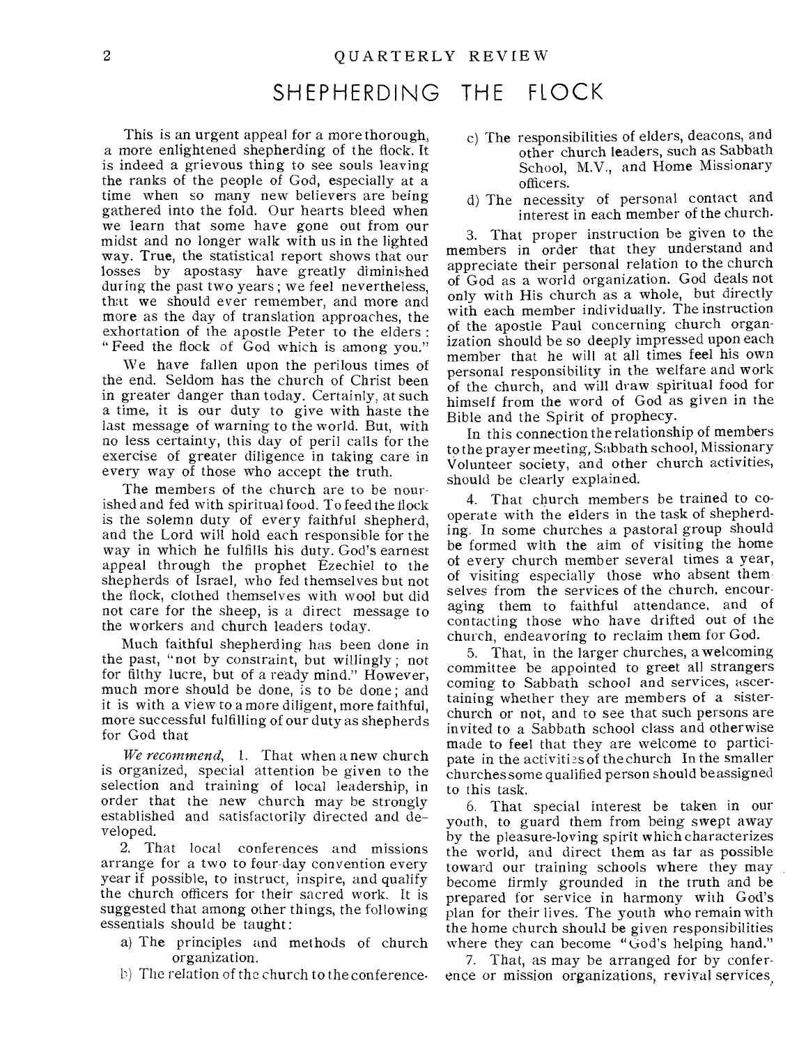# SHEPHERDING THE FLOCK

This is an urgent appeal for a more thorough, a more enlightened shepherding of the flock. It is indeed a grievous thing to see souls leaving the ranks of the people of God, especially at a time when so many new believers are being gathered into the fold. Our hearts bleed when we learn that some have gone out from our midst and no longer walk with us in the lighted way. True, the statistical report shows that our losses by apostasy have greatly diminished during the past two years; we feel nevertheless, that we should ever remember, and more and more as the day of translation approaches, the exhortation of the apostle Peter to the elders: "Feed the flock of God which is among you."

We have fallen upon the perilous times of the end. Seldom has the church of Christ been in greater danger than today. Certainly, at such a time, it is our duty to give with haste the last message of warning to the world. But, with no less certainty, this day of peril calls for the exercise of greater diligence in taking care in every way of those who accept the truth.

The members of the church are to be nourished and fed with spiritual food. To feed the flock is the solemn duty of every faithful shepherd, and the Lord will hold each responsible for the way in which he fulfills his duty. God's earnest appeal through the prophet Ezechiel to the shepherds of Israel, who fed themselves but not the flock, clothed themselves with wool but did not care for the sheep, is a direct message to the workers and church leaders today.

Much faithful shepherding has been done in the past, "not by constraint, but willingly; not for filthy lucre, but of a ready mind." However, much more should be done, is to be done; and it is with a view to a more diligent, more faithful, more successful fulfilling of our duty as shepherds for God that

*We recommend*, 1. That when a new church is organized, special attention be given to the selection and training of local leadership, in order that the new church may be strongly established and satisfactorily directed and developed.

2. That local conferences and missions arrange for a two to four-day convention every year if possible, to instruct, inspire, and qualify the church officers for their sacred work. It is suggested that among other things, the following essentials should be taught:

a) The principles and methods of church organization.

b) The relation of the church to the conference.

c) The responsibilities of elders, deacons, and other church leaders, such as Sabbath School, M.V., and Home Missionary officers.

d) The necessity of personal contact and interest in each member of the church.

3. That proper instruction be given to the members in order that they understand and appreciate their personal relation to the church of God as a world organization. God deals not only with His church as a whole, but directly with each member individually. The instruction of the apostle Paul concerning church organization should be so deeply impressed upon each member that he will at all times feel his own personal responsibility in the welfare and work of the church, and will draw spiritual food for himself from the word of God as given in the Bible and the Spirit of prophecy.

In this connection the relationship of members to the prayer meeting, Sabbath school, Missionary Volunteer society, and other church activities, should be clearly explained.

4. That church members be trained to cooperate with the elders in the task of shepherding. In some churches a pastoral group should be formed with the aim of visiting the home of every church member several times a year, of visiting especially those who absent themselves from the services of the church, encouraging them to faithful attendance, and of contacting those who have drifted out of the church, endeavoring to reclaim them for God.

5. That, in the larger churches, a welcoming committee be appointed to greet all strangers coming to Sabbath school and services, ascertaining whether they are members of a sister-church or not, and to see that such persons are invited to a Sabbath school class and otherwise made to feel that they are welcome to participate in the activities of the church In the smaller churches some qualified person should be assigned to this task.

6. That special interest be taken in our youth, to guard them from being swept away by the pleasure-loving spirit which characterizes the world, and direct them as far as possible toward our training schools where they may become firmly grounded in the truth and be prepared for service in harmony with God's plan for their lives. The youth who remain with the home church should be given responsibilities where they can become "God's helping hand."

7. That, as may be arranged for by conference or mission organizations, revival services,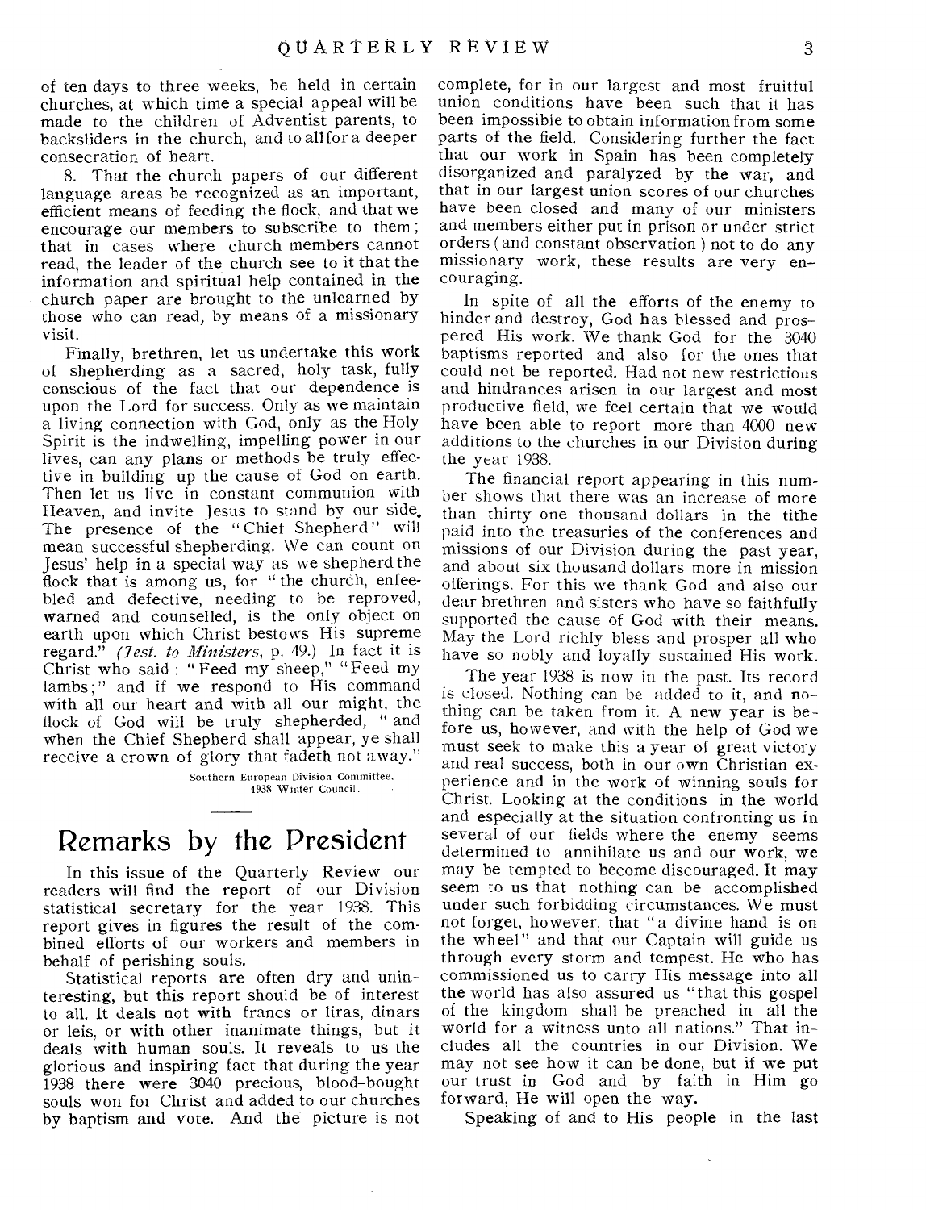of ten days to three weeks, be held in certain churches, at which time a special appeal will be made to the children of Adventist parents, to backsliders in the church, and to all for a deeper consecration of heart.

8. That the church papers of our different language areas be recognized as an important, efficient means of feeding the flock, and that we encourage our members to subscribe to them; that in cases where church members cannot read, the leader of the church see to it that the information and spiritual help contained in the church paper are brought to the unlearned by those who can read, by means of a missionary visit.

Finally, brethren, let us undertake this work of shepherding as a sacred, holy task, fully conscious of the fact that our dependence is upon the Lord for success. Only as we maintain a living connection with God, only as the Holy Spirit is the indwelling, impelling power in our lives, can any plans or methods be truly effective in building up the cause of God on earth. Then let us live in constant communion with Heaven, and invite Jesus to stand by our side. The presence of the "Chief Shepherd" will mean successful shepherding. We can count on Jesus' help in a special way as we shepherd the flock that is among us, for "the church, enfeebled and defective, needing to be reproved, warned and counselled, is the only object on earth upon which Christ bestows His supreme regard." (*Test. to Ministers*, p. 49.) In fact it is Christ who said: "Feed my sheep," "Feed my lambs;" and if we respond to His command with all our heart and with all our might, the flock of God will be truly shepherded, "and when the Chief Shepherd shall appear, ye shall receive a crown of glory that fadeth not away."

Southern European Division Committee.
1938 Winter Council.

# Remarks by the President

In this issue of the Quarterly Review our readers will find the report of our Division statistical secretary for the year 1938. This report gives in figures the result of the combined efforts of our workers and members in behalf of perishing souls.

Statistical reports are often dry and uninteresting, but this report should be of interest to all. It deals not with francs or liras, dinars or leis, or with other inanimate things, but it deals with human souls. It reveals to us the glorious and inspiring fact that during the year 1938 there were 3040 precious, blood-bought souls won for Christ and added to our churches by baptism and vote. And the picture is not complete, for in our largest and most fruitful union conditions have been such that it has been impossible to obtain information from some parts of the field. Considering further the fact that our work in Spain has been completely disorganized and paralyzed by the war, and that in our largest union scores of our churches have been closed and many of our ministers and members either put in prison or under strict orders (and constant observation) not to do any missionary work, these results are very encouraging.

In spite of all the efforts of the enemy to hinder and destroy, God has blessed and prospered His work. We thank God for the 3040 baptisms reported and also for the ones that could not be reported. Had not new restrictions and hindrances arisen in our largest and most productive field, we feel certain that we would have been able to report more than 4000 new additions to the churches in our Division during the year 1938.

The financial report appearing in this number shows that there was an increase of more than thirty-one thousand dollars in the tithe paid into the treasuries of the conferences and missions of our Division during the past year, and about six thousand dollars more in mission offerings. For this we thank God and also our dear brethren and sisters who have so faithfully supported the cause of God with their means. May the Lord richly bless and prosper all who have so nobly and loyally sustained His work.

The year 1938 is now in the past. Its record is closed. Nothing can be added to it, and nothing can be taken from it. A new year is before us, however, and with the help of God we must seek to make this a year of great victory and real success, both in our own Christian experience and in the work of winning souls for Christ. Looking at the conditions in the world and especially at the situation confronting us in several of our fields where the enemy seems determined to annihilate us and our work, we may be tempted to become discouraged. It may seem to us that nothing can be accomplished under such forbidding circumstances. We must not forget, however, that "a divine hand is on the wheel" and that our Captain will guide us through every storm and tempest. He who has commissioned us to carry His message into all the world has also assured us "that this gospel of the kingdom shall be preached in all the world for a witness unto all nations." That includes all the countries in our Division. We may not see how it can be done, but if we put our trust in God and by faith in Him go forward, He will open the way.

Speaking of and to His people in the last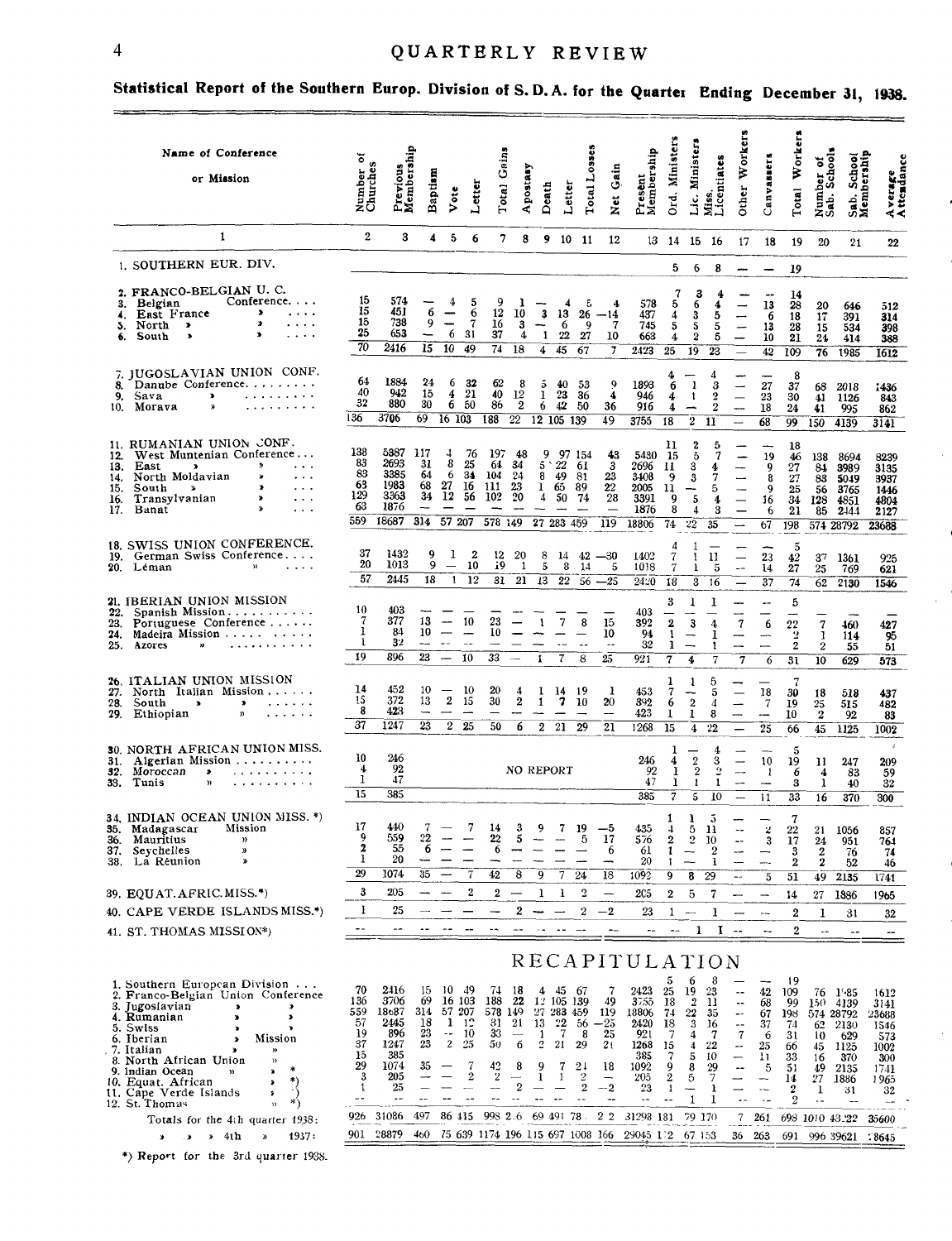## Statistical Report of the Southern Europ. Division of S. D. A. for the Quarter Ending December 31, 1938.

| Name of Conference or Mission | Number of Churches | Previous Membership | Baptism | Vote | Letter | Total Gains | Apostasy | Death | Letter | Total Losses | Net Gain | Present Membership | Ord. Ministers | Lic. Ministers | Miss. Licentiates | Other Workers | Canvassers | Total Workers | Number of Sab. Schools | Sab. School Membership | Average Attendance |
|---|---|---|---|---|---|---|---|---|---|---|---|---|---|---|---|---|---|---|---|---|---|
| 1 | 2 | 3 | 4 | 5 | 6 | 7 | 8 | 9 | 10 | 11 | 12 | 13 | 14 | 15 | 16 | 17 | 18 | 19 | 20 | 21 | 22 |
| 1. SOUTHERN EUR. DIV. | | | | | | | | | | | | | 5 | 6 | 8 | — | — | 19 | | | |
| 2. FRANCO-BELGIAN U. C. | | | | | | | | | | | | | 7 | 3 | 4 | — | — | 14 | | | |
| 3. Belgian Conference | 15 | 574 | — | 4 | 5 | 9 | 1 | — | 4 | 5 | 4 | 578 | 5 | 6 | 4 | — | 13 | 28 | 20 | 646 | 512 |
| 4. East France » | 15 | 451 | 6 | — | 6 | 12 | 10 | 3 | 13 | 26 | —14 | 437 | 4 | 3 | 5 | — | 6 | 18 | 17 | 391 | 314 |
| 5. North » » | 15 | 738 | 9 | — | 7 | 16 | 3 | — | 6 | 9 | 7 | 745 | 5 | 5 | 5 | — | 13 | 28 | 15 | 534 | 398 |
| 6. South » » | 25 | 653 | — | 6 | 31 | 37 | 4 | 1 | 22 | 27 | 10 | 663 | 4 | 2 | 5 | — | 10 | 21 | 24 | 414 | 388 |
| | 70 | 2416 | 15 | 10 | 49 | 74 | 18 | 4 | 45 | 67 | 7 | 2423 | 25 | 19 | 23 | — | 42 | 109 | 76 | 1985 | 1612 |
| 7. JUGOSLAVIAN UNION CONF. | | | | | | | | | | | | | 4 | — | 4 | — | — | 8 | | | |
| 8. Danube Conference | 64 | 1884 | 24 | 6 | 32 | 62 | 8 | 5 | 40 | 53 | 9 | 1893 | 6 | 1 | 3 | — | 27 | 37 | 68 | 2018 | 1436 |
| 9. Sava » | 40 | 942 | 15 | 4 | 21 | 40 | 12 | 1 | 23 | 36 | 4 | 946 | 4 | 1 | 2 | — | 23 | 30 | 41 | 1126 | 843 |
| 10. Morava » | 32 | 880 | 30 | 6 | 50 | 86 | 2 | 6 | 42 | 50 | 36 | 916 | 4 | — | 2 | — | 18 | 24 | 41 | 995 | 862 |
| | 136 | 3706 | 69 | 16 | 103 | 188 | 22 | 12 | 105 | 139 | 49 | 3755 | 18 | 2 | 11 | — | 68 | 99 | 150 | 4139 | 3141 |
| 11. RUMANIAN UNION CONF. | | | | | | | | | | | | | 11 | 2 | 5 | — | — | 18 | | | |
| 12. West Muntenian Conference | 138 | 5387 | 117 | 4 | 76 | 197 | 48 | 9 | 97 | 154 | 43 | 5430 | 15 | 5 | 7 | — | 19 | 46 | 138 | 8694 | 8239 |
| 13. East » » | 83 | 2693 | 31 | 8 | 25 | 64 | 34 | 5 | 22 | 61 | 3 | 2696 | 11 | 3 | 4 | — | 9 | 27 | 84 | 3989 | 3135 |
| 14. North Moldavian » | 83 | 3385 | 64 | 6 | 34 | 104 | 24 | 8 | 49 | 81 | 23 | 3408 | 9 | 3 | 7 | — | 8 | 27 | 83 | 5049 | 3937 |
| 15. South » » | 63 | 1983 | 68 | 27 | 16 | 111 | 23 | 1 | 65 | 89 | 22 | 2005 | 11 | — | 5 | — | 9 | 25 | 56 | 3765 | 1446 |
| 16. Transylvanian » | 129 | 3363 | 34 | 12 | 56 | 102 | 20 | 4 | 50 | 74 | 28 | 3391 | 9 | 5 | 4 | — | 16 | 34 | 128 | 4851 | 4804 |
| 17. Banat » | 63 | 1876 | — | — | — | — | — | — | — | — | — | 1876 | 8 | 4 | 3 | — | 6 | 21 | 85 | 2444 | 2127 |
| | 559 | 18687 | 314 | 57 | 207 | 578 | 149 | 27 | 283 | 459 | 119 | 18806 | 74 | 22 | 35 | — | 67 | 198 | 574 | 28792 | 23688 |
| 18. SWISS UNION CONFERENCE. | | | | | | | | | | | | | 4 | 1 | — | — | — | 5 | | | |
| 19. German Swiss Conference | 37 | 1432 | 9 | 1 | 2 | 12 | 20 | 8 | 14 | 42 | —30 | 1402 | 7 | 1 | 11 | — | 23 | 42 | 37 | 1361 | 925 |
| 20. Léman » | 20 | 1013 | 9 | — | 10 | 19 | 1 | 5 | 8 | 14 | 5 | 1018 | 7 | 1 | 5 | — | 14 | 27 | 25 | 769 | 621 |
| | 57 | 2445 | 18 | 1 | 12 | 31 | 21 | 13 | 22 | 56 | —25 | 2420 | 18 | 3 | 16 | — | 37 | 74 | 62 | 2130 | 1546 |
| 21. IBERIAN UNION MISSION | | | | | | | | | | | | | 3 | 1 | 1 | — | — | 5 | | | |
| 22. Spanish Mission | 10 | 403 | — | — | — | — | — | — | — | — | — | 403 | — | — | — | — | — | — | — | — | — |
| 23. Portuguese Conference | 7 | 377 | 13 | — | 10 | 23 | — | 1 | 7 | 8 | 15 | 392 | 2 | 3 | 4 | 7 | 6 | 22 | 7 | 460 | 427 |
| 24. Madeira Mission | 1 | 84 | 10 | — | — | 10 | — | — | — | — | 10 | 94 | 1 | — | 1 | — | — | 2 | 1 | 114 | 95 |
| 25. Azores » | 1 | 32 | — | — | — | — | — | — | — | — | — | 32 | 1 | — | 1 | — | — | 2 | 2 | 55 | 51 |
| | 19 | 896 | 23 | — | 10 | 33 | — | 1 | 7 | 8 | 25 | 921 | 7 | 4 | 7 | 7 | 6 | 31 | 10 | 629 | 573 |
| 26. ITALIAN UNION MISSION | | | | | | | | | | | | | 1 | 1 | 5 | — | — | 7 | | | |
| 27. North Italian Mission | 14 | 452 | 10 | — | 10 | 20 | 4 | 1 | 14 | 19 | 1 | 453 | 7 | — | 5 | — | 18 | 30 | 18 | 518 | 437 |
| 28. South » » | 15 | 372 | 13 | 2 | 15 | 30 | 2 | 1 | 7 | 10 | 20 | 392 | 6 | 2 | 4 | — | 7 | 19 | 25 | 515 | 482 |
| 29. Ethiopian » | 8 | 423 | — | — | — | — | — | — | — | — | — | 423 | 1 | 1 | 8 | — | — | 10 | 2 | 92 | 83 |
| | 37 | 1247 | 23 | 2 | 25 | 50 | 6 | 2 | 21 | 29 | 21 | 1268 | 15 | 4 | 22 | — | 25 | 66 | 45 | 1125 | 1002 |
| 30. NORTH AFRICAN UNION MISS. | | | | | | | | | | | | | 1 | — | 4 | — | — | 5 | | | |
| 31. Algerian Mission | 10 | 246 | NO REPORT | | | | | | | | | 246 | 4 | 2 | 3 | — | 10 | 19 | 11 | 247 | 209 |
| 32. Moroccan » | 4 | 92 | | | | | | | | | | 92 | 1 | 2 | 2 | — | 1 | 6 | 4 | 83 | 59 |
| 33. Tunis » | 1 | 47 | | | | | | | | | | 47 | 1 | 1 | 1 | — | — | 3 | 1 | 40 | 32 |
| | 15 | 385 | | | | | | | | | | 385 | 7 | 5 | 10 | — | 11 | 33 | 16 | 370 | 300 |
| 34. INDIAN OCEAN UNION MISS. *) | | | | | | | | | | | | | 1 | 1 | 5 | — | — | 7 | | | |
| 35. Madagascar Mission | 17 | 440 | 7 | — | 7 | 14 | 3 | 9 | 7 | 19 | —5 | 435 | 4 | 5 | 11 | — | 2 | 22 | 21 | 1056 | 857 |
| 36. Mauritius » | 9 | 559 | 22 | — | — | 22 | 5 | — | — | 5 | 17 | 576 | 2 | 2 | 10 | — | 3 | 17 | 24 | 951 | 764 |
| 37. Seychelles » | 2 | 55 | 6 | — | — | 6 | — | — | — | — | 6 | 61 | 1 | — | 2 | — | — | 3 | 2 | 76 | 74 |
| 38. La Réunion » | 1 | 20 | — | — | — | — | — | — | — | — | — | 20 | 1 | — | 1 | — | — | 2 | 2 | 52 | 46 |
| | 29 | 1074 | 35 | — | 7 | 42 | 8 | 9 | 7 | 24 | 18 | 1092 | 9 | 8 | 29 | — | 5 | 51 | 49 | 2135 | 1741 |
| 39. EQUAT. AFRIC. MISS.*) | 3 | 205 | — | — | 2 | 2 | — | 1 | 1 | 2 | — | 205 | 2 | 5 | 7 | — | — | 14 | 27 | 1886 | 1965 |
| 40. CAPE VERDE ISLANDS MISS.*) | 1 | 25 | — | — | — | — | 2 | — | — | 2 | —2 | 23 | 1 | — | 1 | — | — | 2 | 1 | 31 | 32 |
| 41. ST. THOMAS MISSION*) | — | — | — | — | — | — | — | — | — | — | — | — | — | 1 | 1 | — | — | 2 | — | — | — |

## RECAPITULATION

| | 2 | 3 | 4 | 5 | 6 | 7 | 8 | 9 | 10 | 11 | 12 | 13 | 14 | 15 | 16 | 17 | 18 | 19 | 20 | 21 | 22 |
|---|---|---|---|---|---|---|---|---|---|---|---|---|---|---|---|---|---|---|---|---|---|
| 1. Southern European Division | | | | | | | | | | | | | 5 | 6 | 8 | — | — | 19 | | | |
| 2. Franco-Belgian Union Conference | 70 | 2416 | 15 | 10 | 49 | 74 | 18 | 4 | 45 | 67 | 7 | 2423 | 25 | 19 | 23 | — | 42 | 109 | 76 | 1985 | 1612 |
| 3. Jugoslavian » » | 136 | 3706 | 69 | 16 | 103 | 188 | 22 | 12 | 105 | 139 | 49 | 3755 | 18 | 2 | 11 | — | 68 | 99 | 150 | 4139 | 3141 |
| 4. Rumanian » » | 559 | 18687 | 314 | 57 | 207 | 578 | 149 | 27 | 283 | 459 | 119 | 18806 | 74 | 22 | 35 | — | 67 | 198 | 574 | 28792 | 23688 |
| 5. Swiss » » | 57 | 2445 | 18 | 1 | 12 | 31 | 21 | 13 | 22 | 56 | —25 | 2420 | 18 | 3 | 16 | — | 37 | 74 | 62 | 2130 | 1546 |
| 6. Iberian » Mission | 19 | 896 | 23 | — | 10 | 33 | — | 1 | 7 | 8 | 25 | 921 | 7 | 4 | 7 | 7 | 6 | 31 | 10 | 629 | 573 |
| 7. Italian » » | 37 | 1247 | 23 | 2 | 25 | 50 | 6 | 2 | 21 | 29 | 21 | 1268 | 15 | 4 | 22 | — | 25 | 66 | 45 | 1125 | 1002 |
| 8. North African Union » | 15 | 385 | | | | | | | | | | 385 | 7 | 5 | 10 | — | 11 | 33 | 16 | 370 | 300 |
| 9. Indian Ocean » » * | 29 | 1074 | 35 | — | 7 | 42 | 8 | 9 | 7 | 24 | 18 | 1092 | 9 | 8 | 29 | — | 5 | 51 | 49 | 2135 | 1741 |
| 10. Equat. African » *) | 3 | 205 | — | — | 2 | 2 | — | 1 | 1 | 2 | — | 205 | 2 | 5 | 7 | — | — | 14 | 27 | 1886 | 1965 |
| 11. Cape Verde Islands » *) | 1 | 25 | — | — | — | — | 2 | — | — | 2 | —2 | 23 | 1 | — | 1 | — | — | 2 | 1 | 31 | 32 |
| 12. St. Thomas » *) | — | — | — | — | — | — | — | — | — | — | — | — | — | 1 | 1 | — | — | 2 | — | — | — |
| Totals for the 4th quarter 1938: | 926 | 31086 | 497 | 86 | 415 | 998 | 226 | 69 | 491 | 786 | 212 | 31298 | 181 | 79 | 170 | 7 | 261 | 698 | 1010 | 43222 | 35600 |
| » » » 4th » 1937: | 901 | 28879 | 460 | 75 | 639 | 1174 | 196 | 115 | 697 | 1008 | 166 | 29045 | 172 | 67 | 153 | 36 | 263 | 691 | 996 | 39621 | 28645 |

*) Report for the 3rd quarter 1938.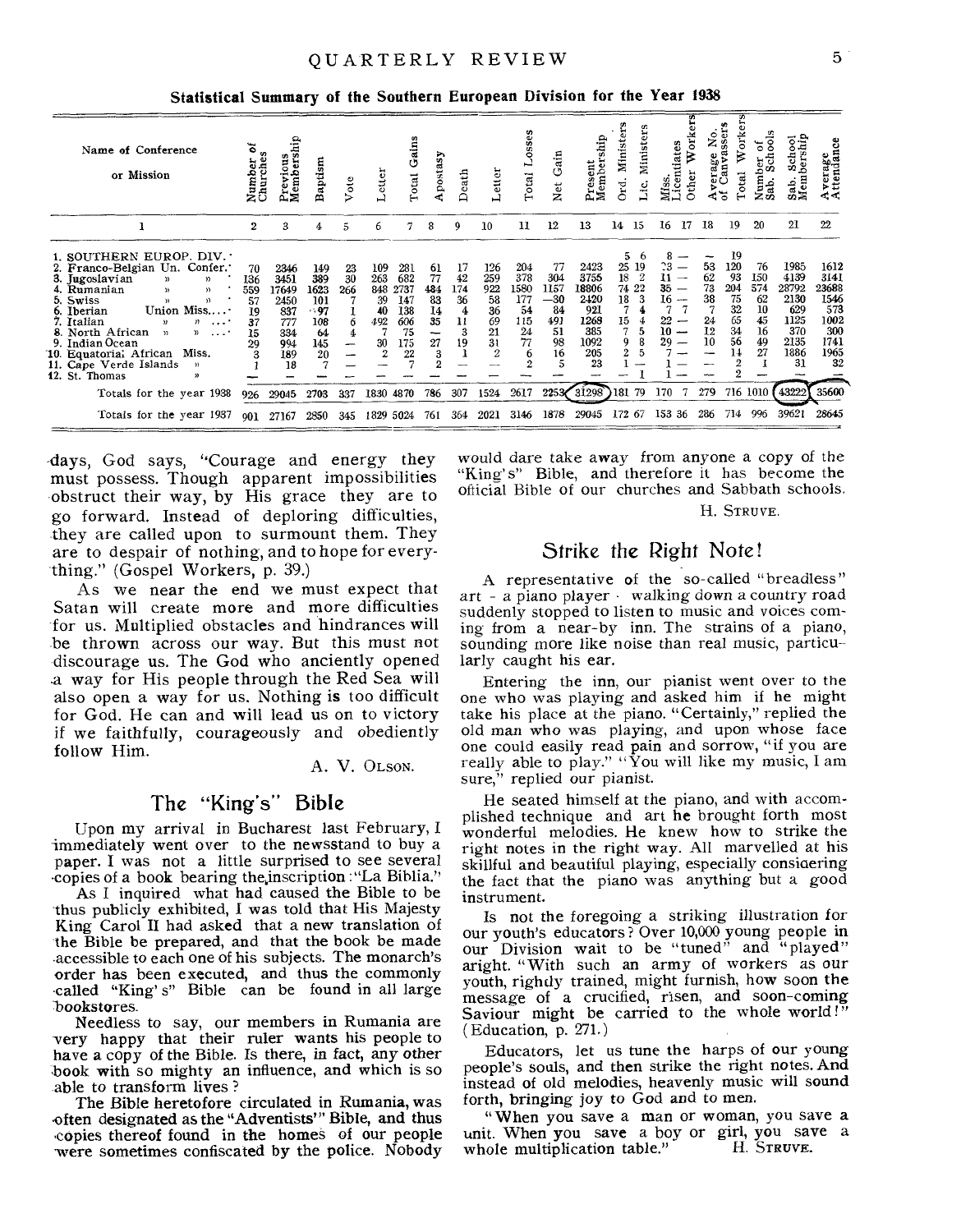**Statistical Summary of the Southern European Division for the Year 1938**

| Name of Conference or Mission | Number of Churches | Previous Membership | Baptism | Vote | Letter | Total Gains | Apostasy | Death | Letter | Total Losses | Net Gain | Present Membership | Ord. Ministers | Lic. Ministers | Miss. Licentiates | Other Workers | Average No. of Canvassers | Total Workers | Number of Sab. Schools | Sab. School Membership | Average Attendance |
|---|---|---|---|---|---|---|---|---|---|---|---|---|---|---|---|---|---|---|---|---|---|
| 1 | 2 | 3 | 4 | 5 | 6 | 7 | 8 | 9 | 10 | 11 | 12 | 13 | 14 | 15 | 16 | 17 | 18 | 19 | 20 | 21 | 22 |
| 1. SOUTHERN EUROP. DIV. | | | | | | | | | | | | | 5 | 6 | 8 | — | — | 19 | | | |
| 2. Franco-Belgian Un. Confer. | 70 | 2346 | 149 | 23 | 109 | 281 | 61 | 17 | 126 | 204 | 77 | 2423 | 25 | 19 | 23 | — | 53 | 120 | 76 | 1985 | 1612 |
| 3. Jugoslavian " " | 136 | 3451 | 389 | 30 | 263 | 682 | 77 | 42 | 259 | 378 | 304 | 3755 | 18 | 2 | 11 | — | 62 | 93 | 150 | 4139 | 3141 |
| 4. Rumanian " " | 559 | 17649 | 1623 | 266 | 848 | 2737 | 484 | 174 | 922 | 1580 | 1157 | 18806 | 74 | 22 | 35 | — | 73 | 204 | 574 | 28792 | 23688 |
| 5. Swiss " " | 57 | 2450 | 101 | 7 | 39 | 147 | 83 | 36 | 58 | 177 | —30 | 2420 | 18 | 3 | 16 | — | 38 | 75 | 62 | 2130 | 1546 |
| 6. Iberian Union Miss. | 19 | 837 | 97 | 1 | 40 | 138 | 14 | 4 | 36 | 54 | 84 | 921 | 7 | 4 | 7 | 7 | 7 | 32 | 10 | 629 | 573 |
| 7. Italian " " | 37 | 777 | 108 | 6 | 492 | 606 | 35 | 11 | 69 | 115 | 491 | 1268 | 15 | 4 | 22 | — | 24 | 65 | 45 | 1125 | 1002 |
| 8. North African " " | 15 | 334 | 64 | 4 | 7 | 75 | — | 3 | 21 | 24 | 51 | 385 | 7 | 5 | 10 | — | 12 | 34 | 16 | 370 | 300 |
| 9. Indian Ocean | 29 | 994 | 145 | — | 30 | 175 | 27 | 19 | 31 | 77 | 98 | 1092 | 9 | 8 | 29 | — | 10 | 56 | 49 | 2135 | 1741 |
| 10. Equatorial African Miss. | 3 | 189 | 20 | — | 2 | 22 | 3 | 1 | 2 | 6 | 16 | 205 | 2 | 5 | 7 | — | — | 14 | 27 | 1886 | 1965 |
| 11. Cape Verde Islands " | 1 | 18 | 7 | — | — | 7 | 2 | — | — | 2 | 5 | 23 | 1 | — | 1 | — | — | 2 | 1 | 31 | 32 |
| 12. St. Thomas " | — | — | — | — | — | — | — | — | — | — | — | — | — | 1 | 1 | — | — | 2 | — | — | — |
| Totals for the year 1938 | 926 | 29045 | 2703 | 337 | 1830 | 4870 | 786 | 307 | 1524 | 2617 | 2253 | 31298 | 181 | 79 | 170 | 7 | 279 | 716 | 1010 | 43222 | 35600 |
| Totals for the year 1937 | 901 | 27167 | 2850 | 345 | 1829 | 5024 | 761 | 364 | 2021 | 3146 | 1878 | 29045 | 172 | 67 | 153 | 36 | 286 | 714 | 996 | 39621 | 28645 |

days, God says, "Courage and energy they must possess. Though apparent impossibilities obstruct their way, by His grace they are to go forward. Instead of deploring difficulties, they are called upon to surmount them. They are to despair of nothing, and to hope for everything." (Gospel Workers, p. 39.)

As we near the end we must expect that Satan will create more and more difficulties for us. Multiplied obstacles and hindrances will be thrown across our way. But this must not discourage us. The God who anciently opened a way for His people through the Red Sea will also open a way for us. Nothing is too difficult for God. He can and will lead us on to victory if we faithfully, courageously and obediently follow Him.

A. V. Olson.

## The "King's" Bible

Upon my arrival in Bucharest last February, I immediately went over to the newsstand to buy a paper. I was not a little surprised to see several copies of a book bearing the inscription: "La Biblia."

As I inquired what had caused the Bible to be thus publicly exhibited, I was told that His Majesty King Carol II had asked that a new translation of the Bible be prepared, and that the book be made accessible to each one of his subjects. The monarch's order has been executed, and thus the commonly called "King's" Bible can be found in all large bookstores.

Needless to say, our members in Rumania are very happy that their ruler wants his people to have a copy of the Bible. Is there, in fact, any other book with so mighty an influence, and which is so able to transform lives?

The Bible heretofore circulated in Rumania, was often designated as the "Adventists'" Bible, and thus copies thereof found in the homes of our people were sometimes confiscated by the police. Nobody would dare take away from anyone a copy of the "King's" Bible, and therefore it has become the official Bible of our churches and Sabbath schools.

H. Struve.

## Strike the Right Note!

A representative of the so-called "breadless" art - a piano player - walking down a country road suddenly stopped to listen to music and voices coming from a near-by inn. The strains of a piano, sounding more like noise than real music, particularly caught his ear.

Entering the inn, our pianist went over to the one who was playing and asked him if he might take his place at the piano. "Certainly," replied the old man who was playing, and upon whose face one could easily read pain and sorrow, "if you are really able to play." "You will like my music, I am sure," replied our pianist.

He seated himself at the piano, and with accomplished technique and art he brought forth most wonderful melodies. He knew how to strike the right notes in the right way. All marvelled at his skillful and beautiful playing, especially considering the fact that the piano was anything but a good instrument.

Is not the foregoing a striking illustration for our youth's educators? Over 10,000 young people in our Division wait to be "tuned" and "played" aright. "With such an army of workers as our youth, rightly trained, might furnish, how soon the message of a crucified, risen, and soon-coming Saviour might be carried to the whole world!" (Education, p. 271.)

Educators, let us tune the harps of our young people's souls, and then strike the right notes. And instead of old melodies, heavenly music will sound forth, bringing joy to God and to men.

"When you save a man or woman, you save a unit. When you save a boy or girl, you save a whole multiplication table."

H. Struve.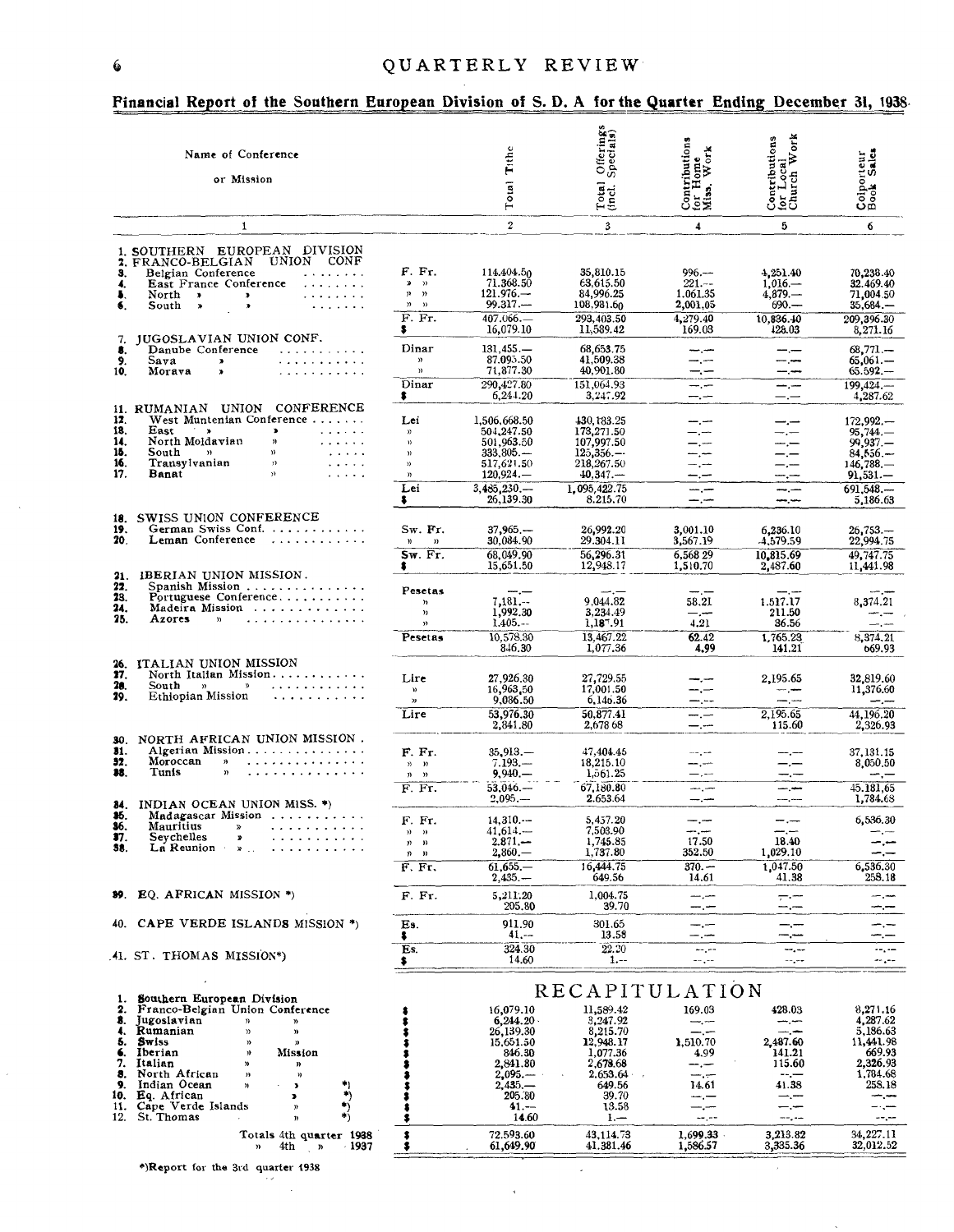## Financial Report of the Southern European Division of S. D. A for the Quarter Ending December 31, 1938

| Name of Conference or Mission | | Total Tithe | Total Offerings (incl. Specials) | Contributions for Home Miss. Work | Contributions for Local Church Work | Colporteur Book Sales |
|---|---|---|---|---|---|---|
| 1 | | 2 | 3 | 4 | 5 | 6 |
| 1. SOUTHERN EUROPEAN DIVISION | | | | | | |
| 2. FRANCO-BELGIAN UNION CONF | | | | | | |
| 3. Belgian Conference | F. Fr. | 114.404.50 | 35,810.15 | 996.— | 4,251.40 | 70,238.40 |
| 4. East France Conference | » » | 71.368.50 | 63,615.50 | 221.— | 1,016.— | 32.469.40 |
| 5. North » » | » » | 121.976.— | 84,996.25 | 1.061.35 | 4,879.— | 71,004.50 |
| 6. South » » | » » | 99.317.— | 108,981.60 | 2,001.05 | 690.— | 35,684.— |
| | F. Fr. | 407.066.— | 293,403.50 | 4,279.40 | 10,836.40 | 209,396.30 |
| | $ | 16,079.10 | 11,589.42 | 169.03 | 428.03 | 8,271.16 |
| 7. JUGOSLAVIAN UNION CONF. | | | | | | |
| 8. Danube Conference | Dinar | 131,455.— | 68,653.75 | —.— | —.— | 68,771.— |
| 9. Sava » | » | 87.095.50 | 41,509.38 | —.— | —.— | 65,061.— |
| 10. Morava » | » | 71,877.30 | 40,901.80 | —.— | —.— | 65.592.— |
| | Dinar | 290,427.80 | 151,064.93 | —.— | —.— | 199,424.— |
| | $ | 6,244.20 | 3,247.92 | —.— | —.— | 4,287.62 |
| 11. RUMANIAN UNION CONFERENCE | | | | | | |
| 12. West Muntenian Conference | Lei | 1,506,668.50 | 430,183.25 | —.— | —.— | 172,992.— |
| 13. East » » | » | 504,247.50 | 173,271.50 | —.— | —.— | 95,744.— |
| 14. North Moldavian » | » | 501,963.50 | 107,997.50 | —.— | —.— | 99,937.— |
| 15. South » » | » | 333,805.— | 125,356.— | —.— | —.— | 84,556.— |
| 16. Transylvanian » | » | 517,621.50 | 218,267.50 | —.— | —.— | 146,788.— |
| 17. Banat » | » | 120,924.— | 40,347.— | —.— | —.— | 91,531.— |
| | Lei | 3,485,230.— | 1,095,422.75 | —.— | —.— | 691,548.— |
| | $ | 26,139.30 | 8.215.70 | —.— | —.— | 5,186.63 |
| 18. SWISS UNION CONFERENCE | | | | | | |
| 19. German Swiss Conf. | Sw. Fr. | 37,965.— | 26,992.20 | 3,001.10 | 6,236.10 | 26,753.— |
| 20. Leman Conference | » » | 30,084.90 | 29.304.11 | 3,567.19 | 4,579.59 | 22,994.75 |
| | Sw. Fr. | 68,049.90 | 56,296.31 | 6,568 29 | 10,815.69 | 49,747.75 |
| | $ | 15,651.50 | 12,948.17 | 1,510.70 | 2,487.60 | 11,441.98 |
| 21. IBERIAN UNION MISSION. | | | | | | |
| 22. Spanish Mission | Pesetas | —.— | —.— | —.— | —.— | —.— |
| 23. Portuguese Conference | » | 7,181.— | 9.044.82 | 58.21 | 1.517.17 | 8,374.21 |
| 24. Madeira Mission | » | 1,992.30 | 3.234.49 | —.— | 211.50 | —.— |
| 25. Azores » | » | 1.405.— | 1,187.91 | 4.21 | 36.56 | —.— |
| | Pesetas | 10,578.30 | 13,467.22 | 62.42 | 1,765.23 | 8,374.21 |
| | | 846.30 | 1,077.36 | 4.99 | 141.21 | 669.93 |
| 26. ITALIAN UNION MISSION | | | | | | |
| 27. North Italian Mission | Lire | 27,926.30 | 27,729.55 | —.— | 2,195.65 | 32,819.60 |
| 28. South » » | » | 16,963.50 | 17,001.50 | —.— | —.— | 11,376.60 |
| 29. Ethiopian Mission | » | 9,086.50 | 6,146.36 | —.— | —.— | —.— |
| | Lire | 53,976.30 | 50,877.41 | —.— | 2,195.65 | 44,196.20 |
| | | 2,841.80 | 2,678 68 | —.— | 115.60 | 2,326.93 |
| 30. NORTH AFRICAN UNION MISSION . | | | | | | |
| 31. Algerian Mission | F. Fr. | 35,913.— | 47,404.45 | —.— | —.— | 37,131.15 |
| 32. Moroccan » | » » | 7.193.— | 18,215.10 | —.— | —.— | 8,050.50 |
| 33. Tunis » | » » | 9,940.— | 1,561.25 | —.— | —.— | —.— |
| | F. Fr. | 53.046.— | 67,180.80 | —.— | —.— | 45.181,65 |
| | | 2,095.— | 2.653.64 | —.— | —.— | 1,784.68 |
| 34. INDIAN OCEAN UNION MISS. *) | | | | | | |
| 35. Madagascar Mission | F. Fr. | 14,310.— | 5,457.20 | —.— | —.— | 6,536.30 |
| 36. Mauritius » | » » | 41,614.— | 7,503.90 | —.— | —.— | —.— |
| 37. Seychelles » | » » | 2.871.— | 1,745.85 | 17.50 | 18.40 | —.— |
| 38. La Reunion » | » » | 2,860.— | 1,737.80 | 352.50 | 1,029.10 | —.— |
| | F. Fr. | 61,655.— | 16,444.75 | 370.— | 1,047.50 | 6,536.30 |
| | | 2,435.— | 649.56 | 14.61 | 41.38 | 258.18 |
| 39. EQ. AFRICAN MISSION *) | F. Fr. | 5,211.20 | 1,004.75 | —.— | —.— | —.— |
| | | 205.80 | 39.70 | —.— | —.— | —.— |
| 40. CAPE VERDE ISLANDS MISSION *) | Es. | 911.90 | 301.65 | —.— | —.— | —.— |
| | $ | 41.— | 13.58 | —.— | —.— | —.— |
| 41. ST. THOMAS MISSION*) | Es. | 324.30 | 22.20 | —.— | —.— | —.— |
| | $ | 14.60 | 1.— | —.— | —.— | —.— |

### RECAPITULATION

| | | Total Tithe | Total Offerings | Home Miss. Work | Local Church Work | Book Sales |
|---|---|---|---|---|---|---|
| 1. Southern European Division | $ | 16,079.10 | 11,589.42 | 169.03 | 428.03 | 8,271.16 |
| 2. Franco-Belgian Union Conference | $ | 6,244.20 | 3,247.92 | —.— | —.— | 4,287.62 |
| 3. Jugoslavian » » | $ | 26,139.30 | 8,215.70 | —.— | —.— | 5,186.63 |
| 4. Rumanian » » | $ | 15,651.50 | 12,948.17 | 1,510.70 | 2,487.60 | 11,441.98 |
| 5. Swiss » » | $ | 846.30 | 1,077.36 | 4.99 | 141.21 | 669.93 |
| 6. Iberian » Mission | $ | 2,841.80 | 2,678.68 | —.— | 115.60 | 2,326.93 |
| 7. Italian » » | $ | 2,095.— | 2,653.64 | —.— | —.— | 1,784.68 |
| 8. North African » » | $ | 2,435.— | 649.56 | 14.61 | 41.38 | 258.18 |
| 9. Indian Ocean » » *) | $ | 205.80 | 39.70 | —.— | —.— | —.— |
| 10. Eq. African » *) | $ | 41.— | 13.58 | —.— | —.— | —.— |
| 11. Cape Verde Islands » *) | $ | 14.60 | 1.— | —.— | —.— | —.— |
| 12. St. Thomas » *) | $ | | | | | |
| Totals 4th quarter 1938 | $ | 72.593.60 | 43,114.73 | 1,699.33 | 3,213.82 | 34,227.11 |
| » 4th » 1937 | $ | 61,649.90 | 41,381.46 | 1,586.57 | 3,335.36 | 32,012.52 |

*)Report for the 3rd quarter 1938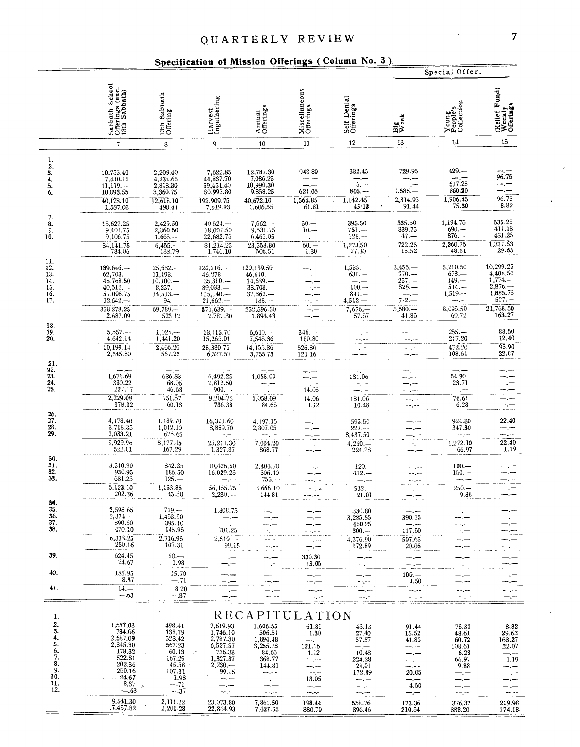## Specification of Mission Offerings (Column No. 3)

| | Sabbath School Offerings (exc. 13th Sabbath) | 13th Sabbath Offering | Harvest Ingathering | Annual Offerings | Miscellaneous Offerings | Self Denial Offerings | Special Offer. Big Week | Special Offer. Young People's Collection | Special Offer. (Relief Fund) Weekly Offerings |
|---|---|---|---|---|---|---|---|---|---|
| | 7 | 8 | 9 | 10 | 11 | 12 | 13 | 14 | 15 |
| 1. | | | | | | | | | |
| 2. | | | | | | | | | |
| 3. | 10,755.40 | 2,209.40 | 7,622.85 | 12,787.30 | 943 80 | 332.45 | 729.95 | 429.— | —.— |
| 4. | 7,410.15 | 4,234.65 | 44,837.70 | 7,036.25 | —.— | —.— | —.— | —.— | 96.75 |
| 5. | 11,119.— | 2,813.30 | 59,451.40 | 10,990.30 | —.— | 5.— | —.— | 617.25 | —.— |
| 6. | 10,893.55 | 3,360.75 | 80,997.80 | 9,858.25 | 621.05 | 805.— | 1,585.— | 860.20 | —.— |
| | 40,178.10 | 12,618.10 | 192,909.75 | 40,672.10 | 1,564.85 | 1,142.45 | 2,314.95 | 1,906.45 | 96.75 |
| | 1,587.03 | 498.41 | 7,619.93 | 1,606.55 | 61.81 | 45.13 | 91.44 | 75.30 | 3.82 |
| 7. | | | | | | | | | |
| 8. | 15,627.25 | 2,429.50 | 40,524.— | 7,562.— | 50.— | 395.50 | 335.50 | 1,194.75 | 535.25 |
| 9. | 9,407.75 | 2,360.50 | 18,007.50 | 9,531.75 | 10.— | 751.— | 339.75 | 690.— | 411.13 |
| 10. | 9,106.75 | 1,665.— | 22,682.75 | 6,465.05 | —.— | 128.— | 47.— | 376.— | 431.25 |
| | 34,141.75 | 6,455.— | 81,214.25 | 23,558.80 | 60.— | 1,274.50 | 722.25 | 2,260.75 | 1,377.63 |
| | 734.06 | 138.79 | 1,746.10 | 506.51 | 1.30 | 27.40 | 15.52 | 48.61 | 29.63 |
| 11. | | | | | | | | | |
| 12. | 139,646.— | 25,632.— | 124,216.— | 120,139.50 | —.— | 1,585.— | 3,455.— | 5,210.50 | 10,299.25 |
| 13. | 62,703.— | 11,193.— | 46,278.— | 46,610.— | —.— | 638.— | 770.— | 673.— | 4,406.50 |
| 14. | 45,768.50 | 10,100.— | 35,310.— | 14,639.— | —.— | —.— | 257.— | 149.— | 1,774.— |
| 15. | 40,512.— | 8,257.— | 39,033.— | 33,708.— | —.— | 100.— | 326.— | 544.— | 2,876.— |
| 16. | 57,006.75 | 14,513.— | 105,140.— | 37,362.— | —.— | 841.— | —.— | 1,519.— | 1,885.75 |
| 17. | 12,642.— | 94.— | 21,662.— | 138.— | —.— | 4,512.— | 772.— | —.— | 527.— |
| | 358,278.25 | 69,789.— | 371,639.— | 252,596.50 | —.— | 7,676.— | 5,580.— | 8,095.50 | 21,768.50 |
| | 2,687.09 | 523.42 | 2,787.30 | 1,894.48 | —.— | 57.57 | 41.85 | 60.72 | 163.27 |
| 18. | | | | | | | | | |
| 19. | 5,557.— | 1,025.— | 13,115.70 | 6,610.— | 346.— | —.— | —.— | 255.— | 83.50 |
| 20. | 4,642.14 | 1,441.20 | 15,265.01 | 7,545.36 | 180.80 | —.— | —.— | 217.20 | 12.40 |
| | 10,199.14 | 2,466.20 | 28,380.71 | 14,155.36 | 526.80 | —.— | —.— | 472.20 | 95.90 |
| | 2,345.80 | 567.23 | 6,527.57 | 3,255.73 | 121.16 | —.— | —.— | 108.61 | 22.07 |
| 21. | | | | | | | | | |
| 22. | —.— | —.— | —.— | —.— | —.— | —.— | —.— | —.— | —.— |
| 23. | 1,671.69 | 636.83 | 5,492.25 | 1,058.09 | —.— | 131.06 | —.— | 54.90 | —.— |
| 24. | 330.22 | 68.06 | 2,812.50 | —.— | —.— | —.— | —.— | 23.71 | —.— |
| 25. | 227.17 | 46.68 | 900.— | —.— | 14.06 | —.— | —.— | —.— | —.— |
| | 2,229.08 | 751.57 | 9,204.75 | 1,058.09 | 14.06 | 131.06 | —.— | 78.61 | —.— |
| | 178.32 | 60.13 | 736.38 | 84.65 | 1.12 | 10.48 | —.— | 6.28 | —.— |
| 26. | | | | | | | | | |
| 27. | 4,178.40 | 1,489.70 | 16,321.60 | 4,197.15 | —.— | 595.50 | —.— | 924.80 | 22.40 |
| 28. | 3,718.35 | 1,012.10 | 8,889.70 | 2,807.05 | —.— | 227.— | —.— | 347.30 | —.— |
| 29. | 2,033.21 | 675.65 | —.— | —.— | —.— | 3,437.50 | —.— | —.— | —.— |
| | 9,929.96 | 3,177.45 | 25,211.30 | 7,004.20 | —.— | 4,260.— | —.— | 1,272.10 | 22.40 |
| | 522.81 | 167.29 | 1,327.37 | 368.77 | —.— | 224.28 | —.— | 66.97 | 1.19 |
| 30. | | | | | | | | | |
| 31. | 3,510.90 | 842.35 | 40,426.50 | 2,404.70 | —.— | 120.— | —.— | 100.— | —.— |
| 32. | 930.95 | 186.50 | 16,029.25 | 506.40 | —.— | 412.— | —.— | 150.— | —.— |
| 33. | 681.25 | 125.— | —.— | 755.— | —.— | —.— | —.— | —.— | —.— |
| | 5,123.10 | 1,153.85 | 56,455.75 | 3,666.10 | —.— | 532.— | —.— | 250.— | —.— |
| | 202.36 | 45.58 | 2,230.— | 144.81 | —.— | 21.01 | —.— | 9.88 | —.— |
| 34. | | | | | | | | | |
| 35. | 2,598.65 | 719.— | 1,808.75 | —.— | —.— | 330.80 | —.— | —.— | —.— |
| 36. | 2,374.— | 1,453.90 | —.— | —.— | —.— | 3,285.85 | 390.15 | —.— | —.— |
| 37. | 890.50 | 395.10 | —.— | —.— | —.— | 460.25 | —.— | —.— | —.— |
| 38. | 470.10 | 148.95 | 701.25 | —.— | —.— | 300.— | 117.50 | —.— | —.— |
| | 6,333.25 | 2,716.95 | 2,510.— | —.— | —.— | 4,376.90 | 507.65 | —.— | —.— |
| | 250.16 | 107.31 | 99.15 | —.— | —.— | 172.89 | 20.05 | —.— | —.— |
| 39. | 624.45 | 50.— | —.— | —.— | 330.30 | —.— | —.— | —.— | —.— |
| | 24.67 | 1.98 | —.— | —.— | 13.05 | —.— | —.— | —.— | —.— |
| 40. | 185.95 | 15.70 | —.— | —.— | —.— | —.— | 100.— | —.— | —.— |
| | 8.37 | —.71 | —.— | —.— | —.— | —.— | 4.50 | —.— | —.— |
| 41. | 14.— | 8.20 | —.— | —.— | —.— | —.— | —.— | —.— | —.— |
| | —.63 | —.37 | —.— | —.— | —.— | —.— | —.— | —.— | —.— |

## RECAPITULATION

| | 7 | 8 | 9 | 10 | 11 | 12 | 13 | 14 | 15 |
|---|---|---|---|---|---|---|---|---|---|
| 1. | | | | | | | | | |
| 2. | 1,587.03 | 498.41 | 7,619.93 | 1,606.55 | 61.81 | 45.13 | 91.44 | 75.30 | 3.82 |
| 3. | 734.06 | 138.79 | 1,746.10 | 506.51 | 1.30 | 27.40 | 15.52 | 48.61 | 29.63 |
| 4. | 2,687.09 | 523.42 | 2,787.30 | 1,894.48 | —.— | 57.57 | 41.85 | 60.72 | 163.27 |
| 5. | 2,345.80 | 567.23 | 6,527.57 | 3,255.73 | 121.16 | —.— | —.— | 108.61 | 22.07 |
| 6. | 178.32 | 60.13 | 736.38 | 84.65 | 1.12 | 10.48 | —.— | 6.28 | —.— |
| 7. | 522.81 | 167.29 | 1,327.37 | 368.77 | —.— | 224.28 | —.— | 66.97 | 1.19 |
| 8. | 202.36 | 45.58 | 2,230.— | 144.81 | —.— | 21.01 | —.— | 9.88 | —.— |
| 9. | 250.16 | 107.31 | 99.15 | —.— | —.— | 172.89 | 20.05 | —.— | —.— |
| 10. | 24.67 | 1.98 | —.— | —.— | 13.05 | —.— | —.— | —.— | —.— |
| 11. | 8.37 | —.71 | —.— | —.— | —.— | —.— | 4.50 | —.— | —.— |
| 12. | —.63 | —.37 | —.— | —.— | —.— | —.— | —.— | —.— | —.— |
| | 8,541.30 | 2,111.22 | 23,073.80 | 7,861.50 | 198.44 | 558.76 | 173.36 | 376.37 | 219.98 |
| | 7,457.82 | 2,201.28 | 22,844.93 | 7,427.35 | 330.70 | 396.46 | 210.54 | 338.20 | 174.18 |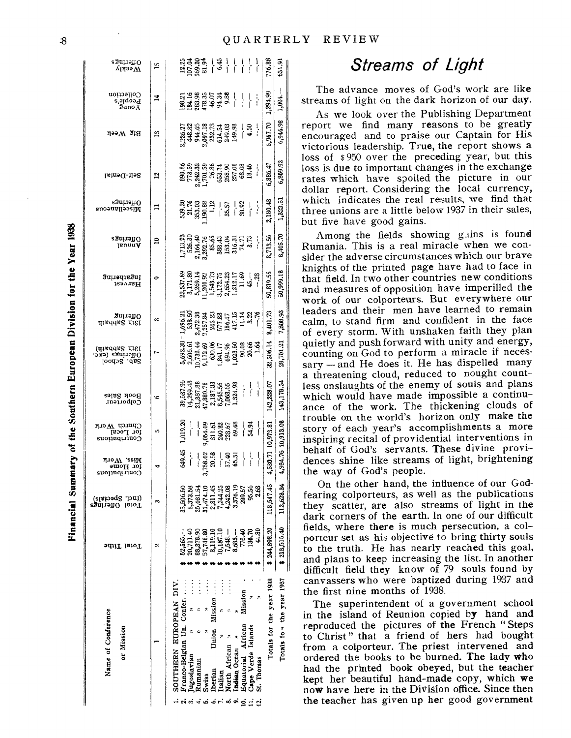## Financial Summary of the Southern European Division for the Year 1938

| Name of Conference or Mission | Total Tithe | Total Offerings (incl. Specials) | Contributions for Home Miss. Work | Contributions for Local Church Work | Colporteur Book Sales | Sab. School Offerings (exc. 13th Sabbath) | 13th Sabbath Offering | Harvest Ingathering | Annual Offerings | Miscellaneous Offerings | Self-Denial | Big Week | Young People's Collection | Weekly Offerings |
|---|---|---|---|---|---|---|---|---|---|---|---|---|---|---|
| 1 | 2 | 3 | 4 | 5 | 6 | 7 | 8 | 9 | 10 | 11 | 12 | 13 | 14 | 15 |
| 1. SOUTHERN EUROPEAN DIV. | | | | | | | | | | | | | | |
| 2. Franco-Belgian Un. Confer. | $ 52,565.-- | 35,506.50 | 649.45 | 1,019.20 | 39,537.96 | 5,692.38 | 1,696.21 | 22,537.89 | 1,713.23 | 539.20 | 890.86 | 2,226.27 | 198.21 | 12.25 |
| 3. Jugoslavian " " | $ 20,711.40 | 8,373.58 | -- | -- | 14,299.43 | 2,606.61 | 533.50 | 3,171.80 | 526.30 | 21.76 | 773.59 | 448.82 | 184.16 | 107.04 |
| 4. Rumanian " " | $ 83,378.90 | 25,031.54 | -- | -- | 21,387.88 | 10,732.44 | 2,472.38 | 5,269.14 | 2,164.40 | 353.03 | 2,242.32 | 944.65 | 283.98 | 569.20 |
| 5. Swiss " " | $ 57,748.80 | 31,474.10 | 3,758.02 | 9,054.09 | 47,880.78 | 9,172.69 | 2,257.84 | 11,200.92 | 3,292.76 | 1,190.83 | 1,701.59 | 2,097.18 | 478.35 | 81.94 |
| 6. Iberian Union Mission | $ 3,119.10 | 2,811.45 | 20.53 | 311.61 | 2,187.83 | 630.06 | 245.23 | 1,543.73 | 85.65 | 1.12 | 26.86 | 232.73 | 46.07 | -- |
| 7. Italian " " | $ 10,187.10 | 7,344.25 | -- | 240.82 | 8,545.56 | 1,841.17 | 577.83 | 3,172.75 | 383.43 | -- | 653.74 | 614.54 | 94.34 | 6.45 |
| 8. North African " " | $ 7,548.-- | 4,242.08 | 37.40 | 223.67 | 7,063.65 | 694.96 | 186.47 | 2,654.23 | 153.04 | 35.57 | 258.90 | 249.03 | 9.88 | -- |
| 9. Indian Ocean " " | $ 8,693.-- | 3,376.19 | 65.31 | 69.48 | 1,324.98 | 1,023.50 | 417.15 | 1,212.17 | 316.31 | -- | 257.08 | 149.98 | -- | -- |
| 10. Equatorial African Mission | $ 776.40 | 289.57 | -- | -- | -- | 90.03 | 11.14 | 11.69 | 74.71 | 38.92 | 63.08 | -- | -- | -- |
| 11. Cape Verde Islands " | $ 136.70 | 95.56 | -- | 54.94 | -- | 20.66 | 3.22 | 45.-- | 3.73 | -- | 18.45 | 4.50 | -- | -- |
| 12. St. Thomas " | $ 44.80 | 2.63 | -- | -- | -- | 1.64 | -.76 | -.23 | -.- | -.- | -.- | -.- | -.- | -.- |
| Totals for the year 1938 | $ 244,898.20 | 118,547.45 | 4,530.71 | 10,973.81 | 142,228.07 | 32,506.14 | 8,401.73 | 50,819.55 | 8,713.56 | 2,180.43 | 6,886.47 | 6,967.70 | 1,294.99 | 776.88 |
| Totals for the year 1937 | $ 213,515.40 | 112,628.34 | 4,984.76 | 10,913.08 | 143,178.54 | 28,701.21 | 7,808.93 | 50,999.18 | 8,405.70 | 1,322.51 | 6,809.92 | 6,944.98 | 1,004.-- | 631.91 |

# *Streams of Light*

The advance moves of God's work are like streams of light on the dark horizon of our day.

As we look over the Publishing Department report we find many reasons to be greatly encouraged and to praise our Captain for His victorious leadership. True, the report shows a loss of $950 over the preceding year, but this loss is due to important changes in the exchange rates which have spoiled the picture in our dollar report. Considering the local currency, which indicates the real results, we find that three unions are a little below 1937 in their sales, but five have good gains.

Among the fields showing gains is found Rumania. This is a real miracle when we consider the adverse circumstances which our brave knights of the printed page have had to face in that field. In two other countries new conditions and measures of opposition have imperilled the work of our colporteurs. But everywhere our leaders and their men have learned to remain calm, to stand firm and confident in the face of every storm. With unshaken faith they plan quietly and push forward with unity and energy, counting on God to perform a miracle if necessary — and He does it. He has dispelled many a threatening cloud, reduced to nought countless onslaughts of the enemy of souls and plans which would have made impossible a continuance of the work. The thickening clouds of trouble on the world's horizon only make the story of each year's accomplishments a more inspiring recital of providential interventions in behalf of God's servants. These divine providences shine like streams of light, brightening the way of God's people.

On the other hand, the influence of our God-fearing colporteurs, as well as the publications they scatter, are also streams of light in the dark corners of the earth. In one of our difficult fields, where there is much persecution, a colporteur set as his objective to bring thirty souls to the truth. He has nearly reached this goal, and plans to keep increasing the list. In another difficult field they know of 79 souls found by canvassers who were baptized during 1937 and the first nine months of 1938.

The superintendent of a government school in the island of Reunion copied by hand and reproduced the pictures of the French "Steps to Christ" that a friend of hers had bought from a colporteur. The priest intervened and ordered the books to be burned. The lady who had the printed book obeyed, but the teacher kept her beautiful hand-made copy, which we now have here in the Division office. Since then the teacher has given up her good government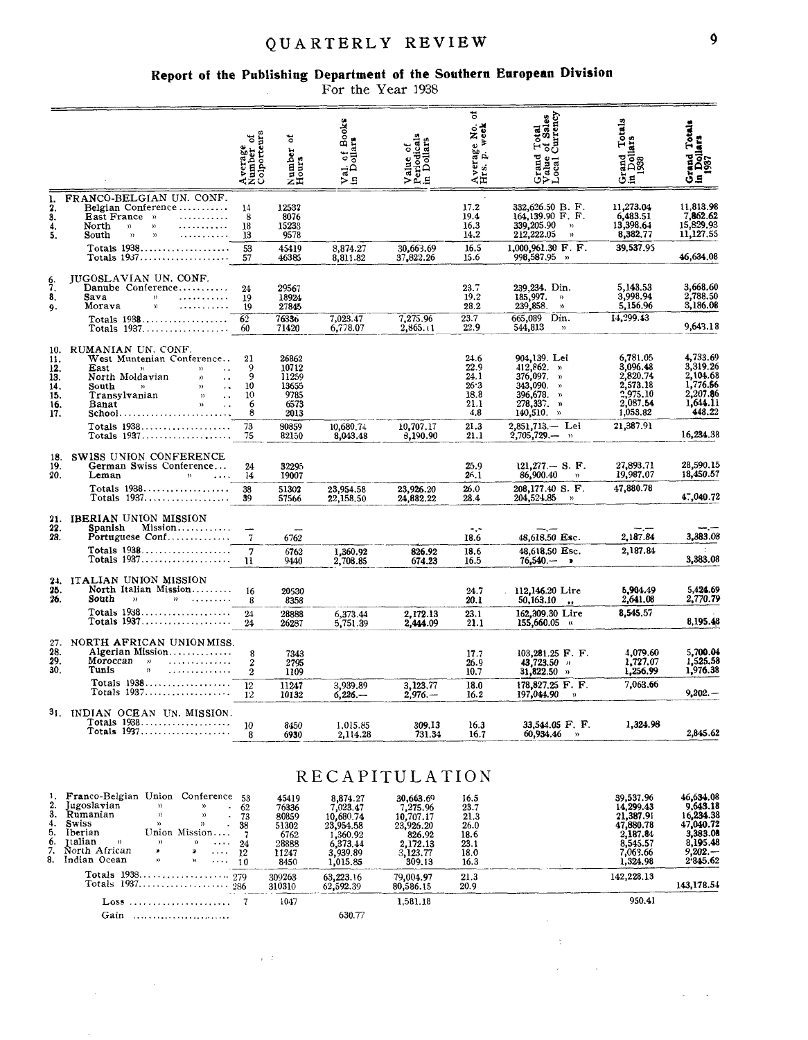## Report of the Publishing Department of the Southern European Division

For the Year 1938

| | | Average Number of Colporteurs | Number of Hours | Val. of Books in Dollars | Value of Periodicals in Dollars | Average No. of Hrs. p. week | Grand Total Value of Sales Local Currency | Grand Totals in Dollars 1938 | Grand Totals in Dollars 1937 |
|---|---|---|---|---|---|---|---|---|---|
| 1. | FRANCO-BELGIAN UN. CONF. | | | | | | | | |
| 2. | Belgian Conference | 14 | 12532 | | | 17.2 | 332,626.50 B. F. | 11,273.04 | 11,813.98 |
| 3. | East France » | 8 | 8076 | | | 19.4 | 164,139.90 F. F. | 6,483.51 | 7,862.62 |
| 4. | North » » | 18 | 15233 | | | 16.3 | 339,205.90 » | 13,398.64 | 15,829.93 |
| 5. | South » » | 13 | 9578 | | | 14.2 | 212,222.05 » | 8,382.77 | 11,127.55 |
| | Totals 1938 | 53 | 45419 | 8,874.27 | 30,663.69 | 16.5 | 1,000,961.30 F. F. | 39,537.95 | |
| | Totals 1937 | 57 | 46385 | 8,811.82 | 37,822.26 | 15.6 | 998,587.95 » | | 46,634.08 |
| 6. | JUGOSLAVIAN UN. CONF. | | | | | | | | |
| 7. | Danube Conference | 24 | 29567 | | | 23.7 | 239,234. Din. | 5,143.53 | 3,668.60 |
| 8. | Sava » | 19 | 18924 | | | 19.2 | 185,997. » | 3,998.94 | 2,788.50 |
| 9. | Morava » | 19 | 27845 | | | 28.2 | 239,858. » | 5,156.96 | 3,186.08 |
| | Totals 1938 | 62 | 76336 | 7,023.47 | 7,275.96 | 23.7 | 665,089 Din. | 14,299.43 | |
| | Totals 1937 | 60 | 71420 | 6,778.07 | 2,865.11 | 22.9 | 544,813 » | | 9,643.18 |
| 10. | RUMANIAN UN. CONF. | | | | | | | | |
| 11. | West Muntenian Conference | 21 | 26862 | | | 24.6 | 904,139. Lei | 6,781.05 | 4,733.69 |
| 12. | East » » | 9 | 10712 | | | 22.9 | 412,862. » | 3,096.48 | 3,319.26 |
| 13. | North Moldavian » | 9 | 11259 | | | 24.1 | 376,097. » | 2,820.74 | 2,104.68 |
| 14. | South » » | 10 | 13655 | | | 26.3 | 343,090. » | 2,573.18 | 1,776.66 |
| 15. | Transylvanian » | 10 | 9785 | | | 18.8 | 396,678. » | 2,975.10 | 2,207.86 |
| 16. | Banat » | 6 | 6573 | | | 21.1 | 278,337. » | 2,087.54 | 1,644.11 |
| 17. | School | 8 | 2013 | | | 4.8 | 140,510. » | 1,053.82 | 448.22 |
| | Totals 1938 | 73 | 80859 | 10,680.74 | 10,707.17 | 21.3 | 2,851,713.— Lei | 21,387.91 | |
| | Totals 1937 | 75 | 82150 | 8,043.48 | 8,190.90 | 21.1 | 2,705,729.— » | | 16,234.38 |
| 18. | SWISS UNION CONFERENCE | | | | | | | | |
| 19. | German Swiss Conference | 24 | 32295 | | | 25.9 | 121,277.— S. F. | 27,893.71 | 28,590.15 |
| 20. | Leman » | 14 | 19007 | | | 26.1 | 86,900.40 » | 19,987.07 | 18,450.57 |
| | Totals 1938 | 38 | 51302 | 23,954.58 | 23,926.20 | 26.0 | 208,177.40 S. F. | 47,880.78 | |
| | Totals 1937 | 39 | 57566 | 22,158.50 | 24,882.22 | 28.4 | 204,524.85 » | | 47,040.72 |
| 21. | IBERIAN UNION MISSION | | | | | | | | |
| 22. | Spanish Mission | — | — | | | —.— | —.— | —.— | —.— |
| 23. | Portuguese Conf. | 7 | 6762 | | | 18.6 | 48,618.50 Esc. | 2,187.84 | 3,383.08 |
| | Totals 1938 | 7 | 6762 | 1,360.92 | 826.92 | 18.6 | 48,618.50 Esc. | 2,187.84 | |
| | Totals 1937 | 11 | 9440 | 2,708.85 | 674.23 | 16.5 | 76,540.— » | | 3,383.08 |
| 24. | ITALIAN UNION MISSION | | | | | | | | |
| 25. | North Italian Mission | 16 | 20530 | | | 24.7 | 112,146.20 Lire | 5,904.49 | 5,424.69 |
| 26. | South » » | 8 | 8358 | | | 20.1 | 50,163.10 » | 2,641.08 | 2,770.79 |
| | Totals 1938 | 24 | 28888 | 6,373.44 | 2,172.13 | 23.1 | 162,309.30 Lire | 8,545.57 | |
| | Totals 1937 | 24 | 26287 | 5,751.39 | 2,444.09 | 21.1 | 155,660.05 » | | 8,195.48 |
| 27. | NORTH AFRICAN UNION MISS. | | | | | | | | |
| 28. | Algerian Mission | 8 | 7343 | | | 17.7 | 103,281.25 F. F. | 4,079.60 | 5,700.04 |
| 29. | Moroccan » | 2 | 2795 | | | 26.9 | 43,723.50 » | 1,727.07 | 1,525.58 |
| 30. | Tunis » | 2 | 1109 | | | 10.7 | 31,822.50 » | 1,256.99 | 1,976.38 |
| | Totals 1938 | 12 | 11247 | 3,939.89 | 3,123.77 | 18.0 | 178,827.25 F. F. | 7,063.66 | |
| | Totals 1937 | 12 | 10132 | 6,226.— | 2,976.— | 16.2 | 197,044.90 » | | 9,202.— |
| 31. | INDIAN OCEAN UN. MISSION. | | | | | | | | |
| | Totals 1938 | 10 | 8450 | 1,015.85 | 309.13 | 16.3 | 33,544.05 F. F. | 1,324.98 | |
| | Totals 1937 | 8 | 6930 | 2,114.28 | 731.34 | 16.7 | 60,934.46 » | | 2,845.62 |

## RECAPITULATION

| | | Average Number of Colporteurs | Number of Hours | Val. of Books in Dollars | Value of Periodicals in Dollars | Average No. of Hrs. p. week | Grand Totals in Dollars 1938 | Grand Totals in Dollars 1937 |
|---|---|---|---|---|---|---|---|---|
| 1. | Franco-Belgian Union Conference | 53 | 45419 | 8,874.27 | 30,663.69 | 16.5 | 39,537.96 | 46,634.08 |
| 2. | Jugoslavian » » | 62 | 76336 | 7,023.47 | 7,275.96 | 23.7 | 14,299.43 | 9,643.18 |
| 3. | Rumanian » » | 73 | 80859 | 10,680.74 | 10,707.17 | 21.3 | 21,387.91 | 16,234.38 |
| 4. | Swiss » » | 38 | 51302 | 23,954.58 | 23,926.20 | 26.0 | 47,880.78 | 47,040.72 |
| 5. | Iberian Union Mission | 7 | 6762 | 1,360.92 | 826.92 | 18.6 | 2,187.84 | 3,383.08 |
| 6. | Italian » » | 24 | 28888 | 6,373.44 | 2,172.13 | 23.1 | 8,545.57 | 8,195.48 |
| 7. | North African » » | 12 | 11247 | 3,939.89 | 3,123.77 | 18.0 | 7,063.66 | 9,202.— |
| 8. | Indian Ocean » » | 10 | 8450 | 1,015.85 | 309.13 | 16.3 | 1,324.98 | 2,845.62 |
| | Totals 1938 | 279 | 309263 | 63,223.16 | 79,004.97 | 21.3 | 142,228.13 | |
| | Totals 1937 | 286 | 310310 | 62,592.39 | 80,586.15 | 20.9 | | 143,178.54 |
| | Loss | 7 | 1047 | | 1,581.18 | | 950.41 | |
| | Gain | | | 630.77 | | | | |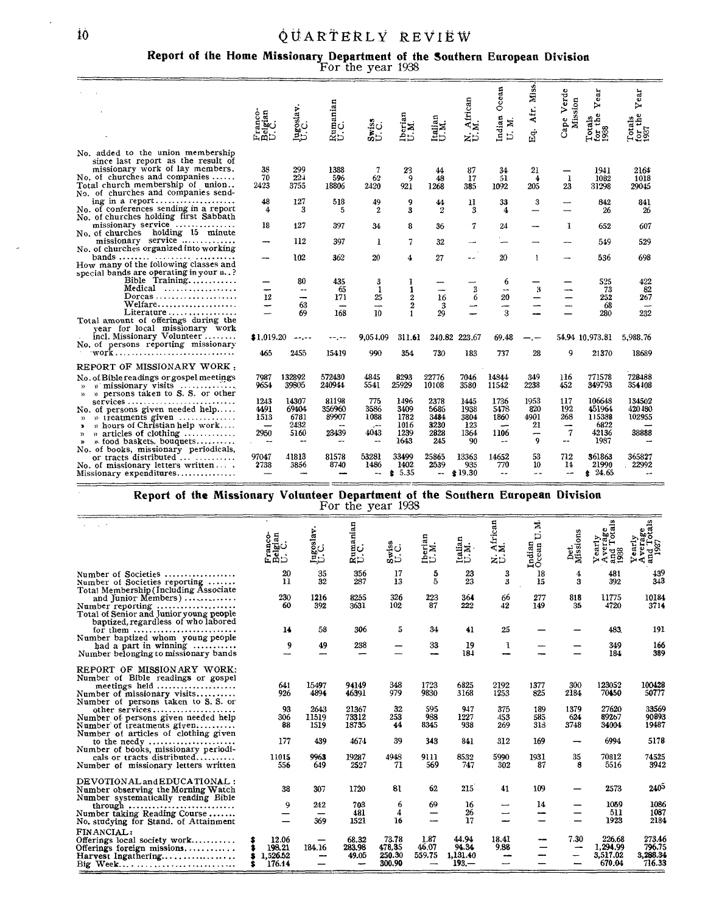## Report of the Home Missionary Department of the Southern European Division

For the year 1938

| | Franco-Belgian U.C. | Jugoslav. U.C. | Rumanian U.C. | Swiss U.C. | Iberian U.M. | Italian U.M. | N. African U.M. | Indian Ocean U.M. | Eq. Afr. Miss. | Cape Verde Mission | Totals for the Year 1938 | Totals for the Year 1937 |
|---|---|---|---|---|---|---|---|---|---|---|---|---|
| No. added to the union membership since last report as the result of missionary work of lay members | 38 | 299 | 1388 | 7 | 23 | 44 | 87 | 34 | 21 | — | 1941 | 2164 |
| No. of churches and companies | 70 | 224 | 596 | 62 | 9 | 48 | 17 | 51 | 4 | 1 | 1082 | 1018 |
| Total church membership of union | 2423 | 3755 | 18806 | 2420 | 921 | 1268 | 385 | 1092 | 205 | 23 | 31298 | 29045 |
| No. of churches and companies sending in a report | 48 | 127 | 518 | 49 | 9 | 44 | 11 | 33 | 3 | — | 842 | 841 |
| No. of conferences sending in a report | 4 | 3 | 5 | 2 | 3 | 2 | 3 | 4 | — | — | 26 | 26 |
| No. of churches holding first Sabbath missionary service | 18 | 127 | 397 | 34 | 8 | 36 | 7 | 24 | — | 1 | 652 | 607 |
| No. of churches holding 15 minute missionary service | — | 112 | 397 | 1 | 7 | 32 | — | — | — | — | 549 | 529 |
| No. of churches organized into working bands | — | 102 | 362 | 20 | 4 | 27 | — | 20 | 1 | — | 536 | 698 |
| How many of the following classes and special bands are operating in your u..? | | | | | | | | | | | | |
| Bible Training | — | 80 | 435 | 3 | 1 | — | — | 6 | — | — | 525 | 422 |
| Medical | — | — | 65 | 1 | 1 | — | 3 | — | 3 | — | 73 | 82 |
| Dorcas | 12 | — | 171 | 25 | 2 | 16 | 6 | 20 | — | — | 252 | 267 |
| Welfare | — | 63 | — | — | 2 | 3 | — | — | — | — | 68 | — |
| Literature | — | 69 | 168 | 10 | 1 | 29 | — | 3 | — | — | 280 | 232 |
| Total amount of offerings during the year for local missionary work incl. Missionary Volunteer | $1,019.20 | --.-- | --.-- | 9,054.09 | 311.61 | 240.82 | 223.67 | 69.48 | —.— | 54.94 | 10,973.81 | 5,988.76 |
| No. of persons reporting missionary work | 465 | 2455 | 15419 | 990 | 354 | 730 | 183 | 737 | 28 | 9 | 21370 | 18689 |
| **REPORT OF MISSIONARY WORK:** | | | | | | | | | | | | |
| No. of Bible readings or gospel meetings | 7987 | 132892 | 572430 | 4845 | 8293 | 22776 | 7046 | 14844 | 349 | 116 | 771578 | 728488 |
| " " missionary visits | 9654 | 39805 | 240944 | 5541 | 25929 | 10108 | 3580 | 11542 | 2238 | 452 | 349793 | 354408 |
| " " persons taken to S. S. or other services | 1243 | 14307 | 81198 | 775 | 1496 | 2378 | 1445 | 1736 | 1953 | 117 | 106648 | 134502 |
| No. of persons given needed help | 4491 | 69404 | 356960 | 3586 | 3409 | 5686 | 1938 | 5478 | 820 | 192 | 451964 | 420480 |
| " " treatments given | 1513 | 6781 | 89907 | 1088 | 1782 | 3484 | 3804 | 1860 | 4901 | 268 | 115388 | 102955 |
| " " hours of Christian help work | — | 2432 | — | — | 1016 | 3230 | 123 | — | 21 | — | 6822 | — |
| " " articles of clothing | 2950 | 5160 | 23439 | 4043 | 1239 | 2828 | 1364 | 1106 | — | 7 | 42136 | 38888 |
| " food baskets, bouquets | — | — | — | — | 1643 | 245 | 90 | — | 9 | — | 1987 | — |
| No. of books, missionary periodicals, or tracts distributed | 97047 | 41813 | 81578 | 53281 | 33499 | 25865 | 13363 | 14652 | 53 | 712 | 361863 | 365827 |
| No. of missionary letters written | 2738 | 3856 | 8740 | 1486 | 1402 | 2539 | 935 | 770 | 10 | 14 | 21990 | 22992 |
| Missionary expenditures | — | — | — | — | $ 5.35 | — | $ 19.30 | — | — | — | $ 24.65 | — |

## Report of the Missionary Volunteer Department of the Southern European Division

For the year 1938

| | Franco-Belgian U. C. | Jugoslav. U.C. | Rumanian U.C. | Swiss U.C. | Iberian U.M. | Italian U.M. | N. African U.M. | Indian Ocean U.M. | Det. Missions | Yearly Average and Totals 1938 | Yearly Average and Totals 1937 |
|---|---|---|---|---|---|---|---|---|---|---|---|
| Number of Societies | 20 | 35 | 356 | 17 | 5 | 23 | 3 | 18 | 4 | 481 | 439 |
| Number of Societies reporting | 11 | 32 | 287 | 13 | 5 | 23 | 3 | 15 | 3 | 392 | 343 |
| Total Membership (Including Associate and Junior Members) | 230 | 1216 | 8255 | 326 | 223 | 364 | 66 | 277 | 818 | 11775 | 10184 |
| Number reporting | 60 | 392 | 3631 | 102 | 87 | 222 | 42 | 149 | 35 | 4720 | 3714 |
| Total of Senior and Junior young people baptized, regardless of who labored for them | 14 | 58 | 306 | 5 | 34 | 41 | 25 | — | — | 483 | 191 |
| Number baptized whom young people had a part in winning | 9 | 49 | 238 | — | 33 | 19 | 1 | — | — | 349 | 166 |
| Number belonging to missionary bands | — | — | — | — | — | 184 | — | — | — | 184 | 389 |
| **REPORT OF MISSIONARY WORK:** | | | | | | | | | | | |
| Number of Bible readings or gospel meetings held | 641 | 15497 | 94149 | 348 | 1723 | 6825 | 2192 | 1377 | 300 | 123052 | 100428 |
| Number of missionary visits | 926 | 4894 | 46391 | 979 | 9830 | 3168 | 1253 | 825 | 2184 | 70450 | 50777 |
| Number of persons taken to S. S. or other services | 93 | 2643 | 21367 | 32 | 595 | 947 | 375 | 189 | 1379 | 27620 | 33569 |
| Number of persons given needed help | 306 | 11519 | 73312 | 253 | 988 | 1227 | 453 | 585 | 624 | 89267 | 90893 |
| Number of treatments given | 88 | 1519 | 18735 | 44 | 8345 | 938 | 269 | 318 | 3748 | 34004 | 19487 |
| Number of articles of clothing given to the needy | 177 | 439 | 4674 | 39 | 343 | 841 | 312 | 169 | — | 6994 | 5178 |
| Number of books, missionary periodicals or tracts distributed | 11015 | 9963 | 19287 | 4948 | 9111 | 8532 | 5990 | 1931 | 35 | 70812 | 74525 |
| Number of missionary letters written | 556 | 649 | 2527 | 71 | 569 | 747 | 302 | 87 | 8 | 5516 | 3942 |
| **DEVOTIONAL and EDUCATIONAL:** | | | | | | | | | | | |
| Number observing the Morning Watch | 38 | 307 | 1720 | 81 | 62 | 215 | 41 | 109 | — | 2573 | 2405 |
| Number systematically reading Bible through | 9 | 242 | 703 | 6 | 69 | 16 | — | 14 | — | 1059 | 1086 |
| Number taking Reading Course | — | — | 481 | 4 | — | 26 | — | — | — | 511 | 1087 |
| No. studying for Stand. of Attainment | — | 369 | 1521 | 16 | — | 17 | — | — | — | 1923 | 2184 |
| **FINANCIAL:** | | | | | | | | | | | |
| Offerings local society work | $ 12.06 | — | 68.32 | 73.78 | 1.87 | 44.94 | 18.41 | — | 7.30 | 226.68 | 273.46 |
| Offerings foreign missions | $ 198.21 | 184.16 | 283.98 | 478.35 | 46.07 | 94.34 | 9.88 | — | — | 1,294.99 | 796.75 |
| Harvest Ingathering | $ 1,526.52 | — | 49.05 | 250.30 | 559.75 | 1,131.40 | — | — | — | 3,517.02 | 3,286.34 |
| Big Week | $ 176.14 | — | — | 300.90 | — | 193.— | — | — | — | 670.04 | 716.33 |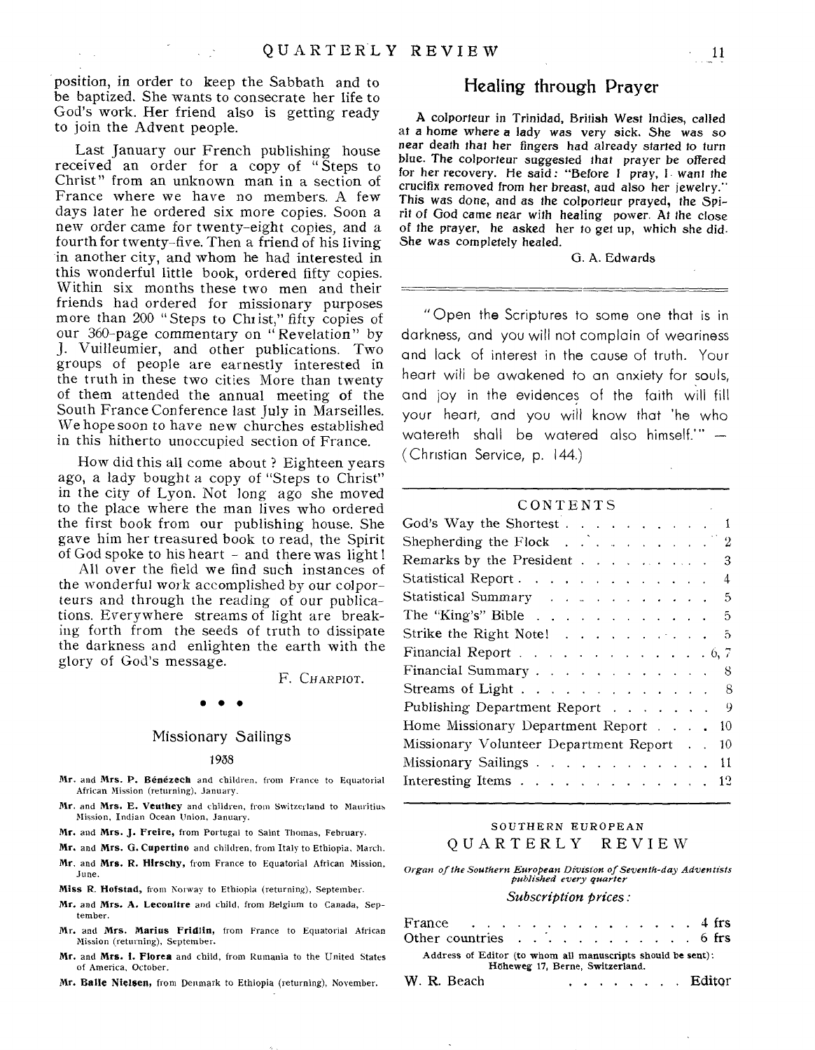position, in order to keep the Sabbath and to be baptized. She wants to consecrate her life to God's work. Her friend also is getting ready to join the Advent people.

Last January our French publishing house received an order for a copy of "Steps to Christ" from an unknown man in a section of France where we have no members. A few days later he ordered six more copies. Soon a new order came for twenty-eight copies, and a fourth for twenty-five. Then a friend of his living in another city, and whom he had interested in this wonderful little book, ordered fifty copies. Within six months these two men and their friends had ordered for missionary purposes more than 200 "Steps to Christ," fifty copies of our 360-page commentary on "Revelation" by J. Vuilleumier, and other publications. Two groups of people are earnestly interested in the truth in these two cities More than twenty of them attended the annual meeting of the South France Conference last July in Marseilles. We hope soon to have new churches established in this hitherto unoccupied section of France.

How did this all come about? Eighteen years ago, a lady bought a copy of "Steps to Christ" in the city of Lyon. Not long ago she moved to the place where the man lives who ordered the first book from our publishing house. She gave him her treasured book to read, the Spirit of God spoke to his heart - and there was light!

All over the field we find such instances of the wonderful work accomplished by our colporteurs and through the reading of our publications. Everywhere streams of light are breaking forth from the seeds of truth to dissipate the darkness and enlighten the earth with the glory of God's message.

F. CHARPIOT.

• • •

## Missionary Sailings

### 1938

**Mr.** and **Mrs. P. Bénézech** and children, from France to Equatorial African Mission (returning), January.

**Mr.** and **Mrs. E. Veuthey** and children, from Switzerland to Mauritius Mission, Indian Ocean Union, January.

**Mr.** and **Mrs. J. Freire,** from Portugal to Saint Thomas, February.

**Mr.** and **Mrs. G. Cupertino** and children, from Italy to Ethiopia, March.

**Mr.** and **Mrs. R. Hirschy,** from France to Equatorial African Mission, June.

**Miss R. Hofstad,** from Norway to Ethiopia (returning), September.

**Mr.** and **Mrs. A. Lecoultre** and child, from Belgium to Canada, September.

**Mr.** and **Mrs. Marius Fridlin,** from France to Equatorial African Mission (returning), September.

**Mr.** and **Mrs. I. Florea** and child, from Rumania to the United States of America, October.

**Mr. Balle Nielsen,** from Denmark to Ethiopia (returning), November.

## Healing through Prayer

A colporteur in Trinidad, British West Indies, called at a home where a lady was very sick. She was so near death that her fingers had already started to turn blue. The colporteur suggested that prayer be offered for her recovery. He said: "Before I pray, I want the crucifix removed from her breast, aud also her jewelry." This was done, and as the colporteur prayed, the Spirit of God came near with healing power. At the close of the prayer, he asked her to get up, which she did. She was completely healed.

G. A. Edwards

"Open the Scriptures to some one that is in darkness, and you will not complain of weariness and lack of interest in the cause of truth. Your heart will be awakened to an anxiety for souls, and joy in the evidences of the faith will fill your heart, and you will know that 'he who watereth shall be watered also himself.'" — (Christian Service, p. 144.)

## CONTENTS

| | |
|---|---|
| God's Way the Shortest | 1 |
| Shepherding the Flock | 2 |
| Remarks by the President | 3 |
| Statistical Report | 4 |
| Statistical Summary | 5 |
| The "King's" Bible | 5 |
| Strike the Right Note! | 5 |
| Financial Report | 6, 7 |
| Financial Summary | 8 |
| Streams of Light | 8 |
| Publishing Department Report | 9 |
| Home Missionary Department Report | 10 |
| Missionary Volunteer Department Report | 10 |
| Missionary Sailings | 11 |
| Interesting Items | 12 |

SOUTHERN EUROPEAN

## QUARTERLY REVIEW

*Organ of the Southern European Division of Seventh-day Adventists published every quarter*

*Subscription prices:*

| | |
|---|---|
| France | 4 frs |
| Other countries | 6 frs |

Address of Editor (to whom all manuscripts should be sent): Höheweg 17, Berne, Switzerland.

W. R. Beach . . . . . . . . Editor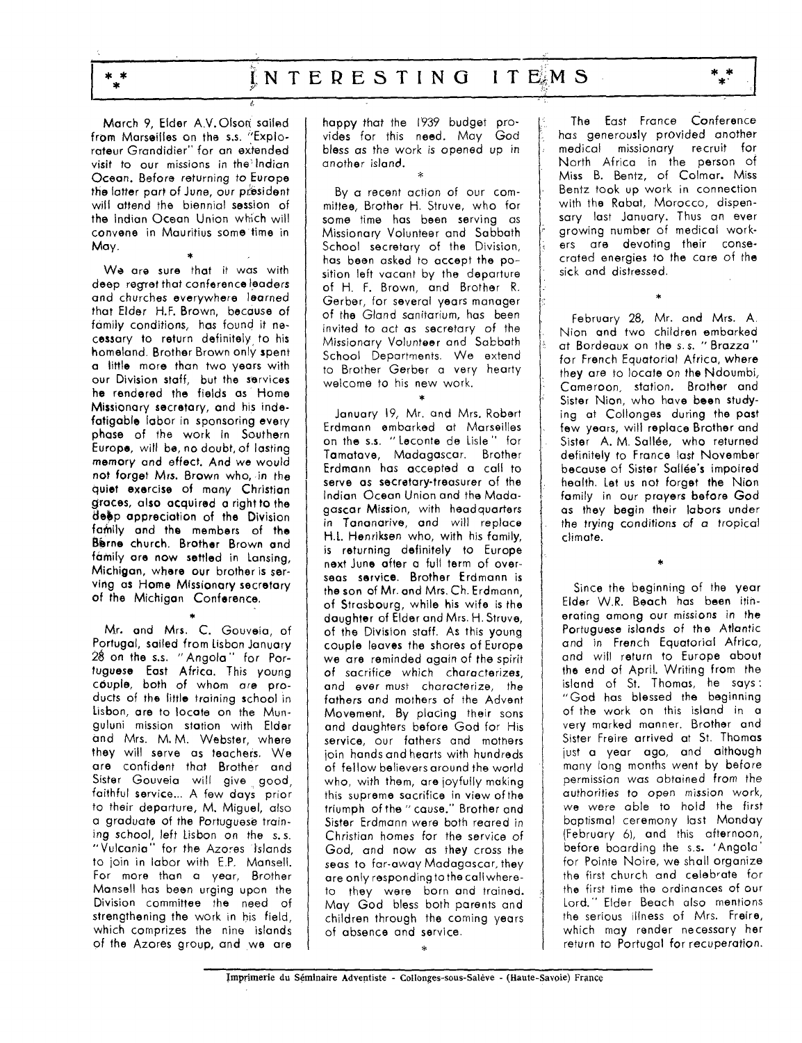# INTERESTING ITEMS

March 9, Elder A.V. Olson sailed from Marseilles on the s.s. "Explorateur Grandidier" for an extended visit to our missions in the Indian Ocean. Before returning to Europe the latter part of June, our president will attend the biennial session of the Indian Ocean Union which will convene in Mauritius some time in May.

*

We are sure that it was with deep regret that conference leaders and churches everywhere learned that Elder H.F. Brown, because of family conditions, has found it necessary to return definitely to his homeland. Brother Brown only spent a little more than two years with our Division staff, but the services he rendered the fields as Home Missionary secretary, and his indefatigable labor in sponsoring every phase of the work in Southern Europe, will be, no doubt, of lasting memory and effect. And we would not forget Mrs. Brown who, in the quiet exercise of many Christian graces, also acquired a right to the deep appreciation of the Division family and the members of the Berne church. Brother Brown and family are now settled in Lansing, Michigan, where our brother is serving as Home Missionary secretary of the Michigan Conference.

*

Mr. and Mrs. C. Gouveia, of Portugal, sailed from Lisbon January 28 on the s.s. "Angola" for Portuguese East Africa. This young couple, both of whom are products of the little training school in Lisbon, are to locate on the Munguluni mission station with Elder and Mrs. M.M. Webster, where they will serve as teachers. We are confident that Brother and Sister Gouveia will give good, faithful service... A few days prior to their departure, M. Miguel, also a graduate of the Portuguese training school, left Lisbon on the s.s. "Vulcania" for the Azores Islands to join in labor with E.P. Mansell. For more than a year, Brother Mansell has been urging upon the Division committee the need of strengthening the work in his field, which comprizes the nine islands of the Azores group, and we are happy that the 1939 budget provides for this need. May God bless as the work is opened up in another island.

*

By a recent action of our committee, Brother H. Struve, who for some time has been serving as Missionary Volunteer and Sabbath School secretary of the Division, has been asked to accept the position left vacant by the departure of H. F. Brown, and Brother R. Gerber, for several years manager of the Gland sanitarium, has been invited to act as secretary of the Missionary Volunteer and Sabbath School Departments. We extend to Brother Gerber a very hearty welcome to his new work.

*

January 19, Mr. and Mrs. Robert Erdmann embarked at Marseilles on the s.s. "Leconte de Lisle" for Tamatave, Madagascar. Brother Erdmann has accepted a call to serve as secretary-treasurer of the Indian Ocean Union and the Madagascar Mission, with headquarters in Tananarive, and will replace H.L. Henriksen who, with his family, is returning definitely to Europe next June after a full term of overseas service. Brother Erdmann is the son of Mr. and Mrs. Ch. Erdmann, of Strasbourg, while his wife is the daughter of Elder and Mrs. H. Struve, of the Division staff. As this young couple leaves the shores of Europe we are reminded again of the spirit of sacrifice which characterizes, and ever must characterize, the fathers and mothers of the Advent Movement. By placing their sons and daughters before God for His service, our fathers and mothers join hands and hearts with hundreds of fellow believers around the world who, with them, are joyfully making this supreme sacrifice in view of the triumph of the "cause." Brother and Sister Erdmann were both reared in Christian homes for the service of God, and now as they cross the seas to far-away Madagascar, they are only responding to the call whereto they were born and trained. May God bless both parents and children through the coming years of absence and service.

*

The East France Conference has generously provided another medical missionary recruit for North Africa in the person of Miss B. Bentz, of Colmar. Miss Bentz took up work in connection with the Rabat, Morocco, dispensary last January. Thus an ever growing number of medical workers are devoting their consecrated energies to the care of the sick and distressed.

*

February 28, Mr. and Mrs. A. Nion and two children embarked at Bordeaux on the s.s. "Brazza" for French Equatorial Africa, where they are to locate on the Ndoumbi, Cameroon, station. Brother and Sister Nion, who have been studying at Collonges during the past few years, will replace Brother and Sister A. M. Sallée, who returned definitely to France last November because of Sister Sallée's impaired health. Let us not forget the Nion family in our prayers before God as they begin their labors under the trying conditions of a tropical climate.

*

Since the beginning of the year Elder W.R. Beach has been itinerating among our missions in the Portuguese islands of the Atlantic and in French Equatorial Africa, and will return to Europe about the end of April. Writing from the island of St. Thomas, he says: "God has blessed the beginning of the work on this island in a very marked manner. Brother and Sister Freire arrived at St. Thomas just a year ago, and although many long months went by before permission was obtained from the authorities to open mission work, we were able to hold the first baptismal ceremony last Monday (February 6), and this afternoon, before boarding the s.s. 'Angola' for Pointe Noire, we shall organize the first church and celebrate for the first time the ordinances of our Lord." Elder Beach also mentions the serious illness of Mrs. Freire, which may render necessary her return to Portugal for recuperation.

Imprimerie du Séminaire Adventiste - Collonges-sous-Salève - (Haute-Savoie) France